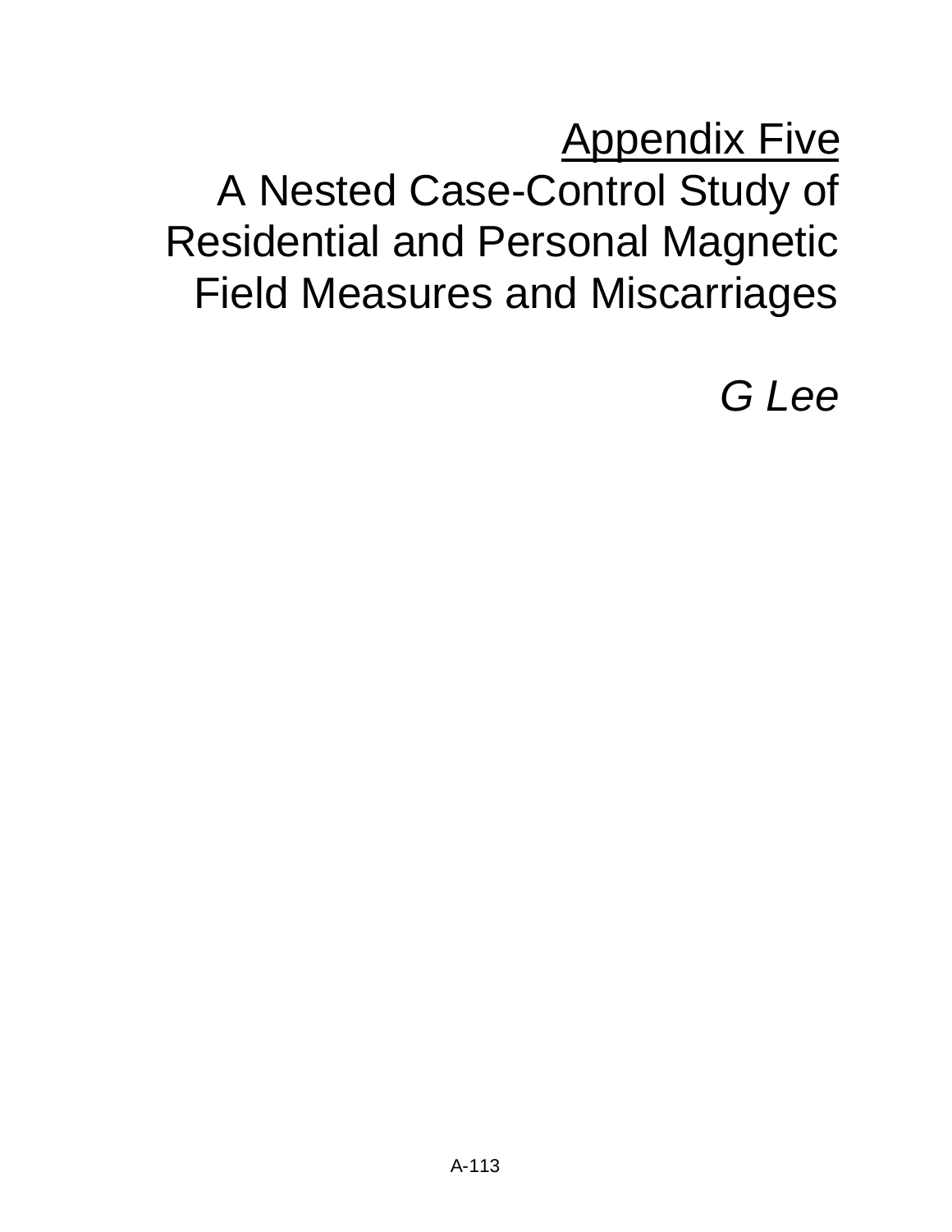# Appendix Five

# A Nested Case-Control Study of Residential and Personal Magnetic Field Measures and Miscarriages

*G Lee*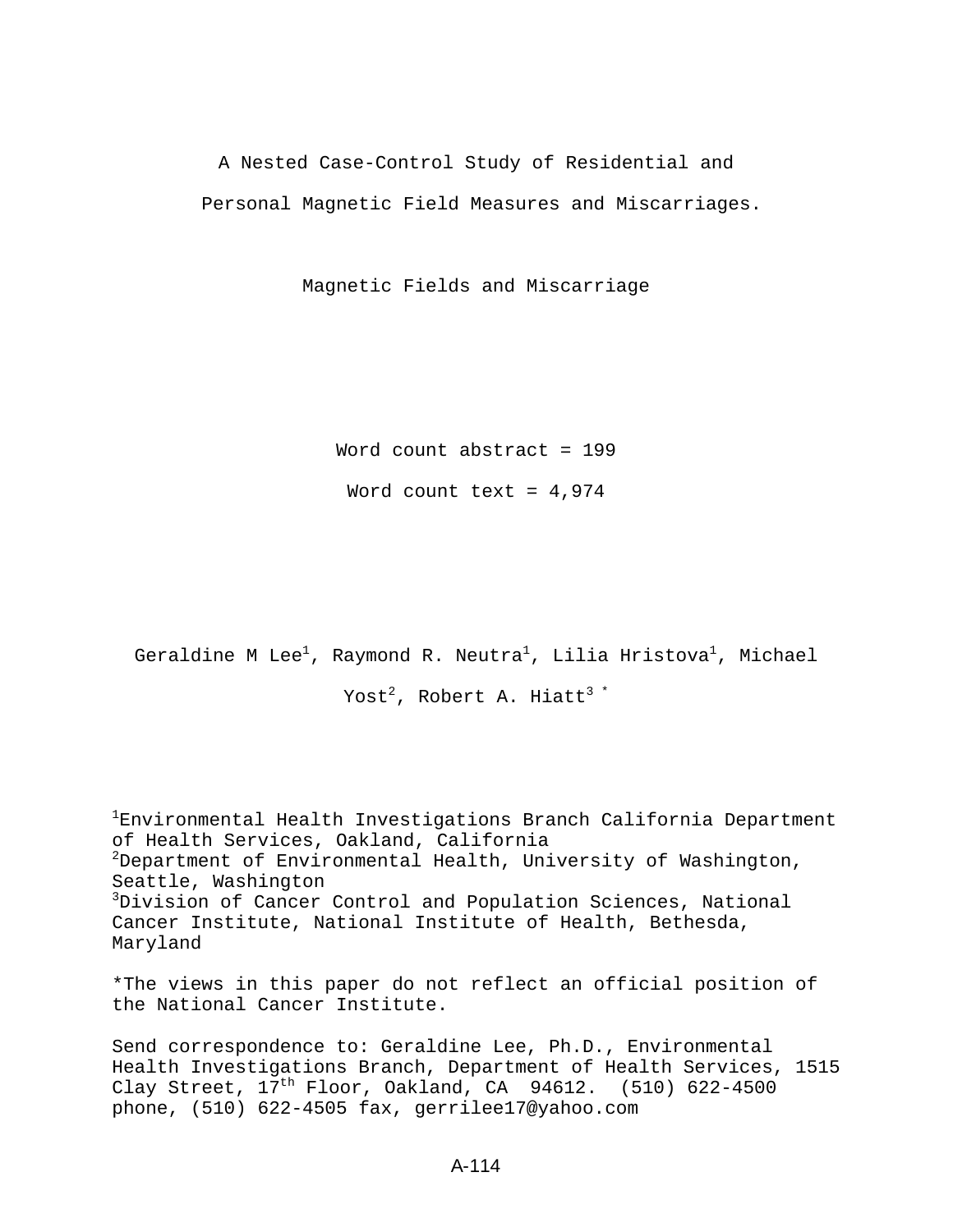# A Nested Case-Control Study of Residential and Personal Magnetic Field Measures and Miscarriages.

Magnetic Fields and Miscarriage

Word count abstract = 199

Word count text = 4,974

Geraldine M Lee[1], Raymond R. Neutra[1], Lilia Hristova[1], Michael Yost[2], Robert A. Hiatt[3] *

[1]Environmental Health Investigations Branch California Department of Health Services, Oakland, California
[2]Department of Environmental Health, University of Washington, Seattle, Washington
[3]Division of Cancer Control and Population Sciences, National Cancer Institute, National Institute of Health, Bethesda, Maryland

*The views in this paper do not reflect an official position of the National Cancer Institute.

Send correspondence to: Geraldine Lee, Ph.D., Environmental Health Investigations Branch, Department of Health Services, 1515 Clay Street, 17th Floor, Oakland, CA 94612. (510) 622-4500 phone, (510) 622-4505 fax, gerrilee17@yahoo.com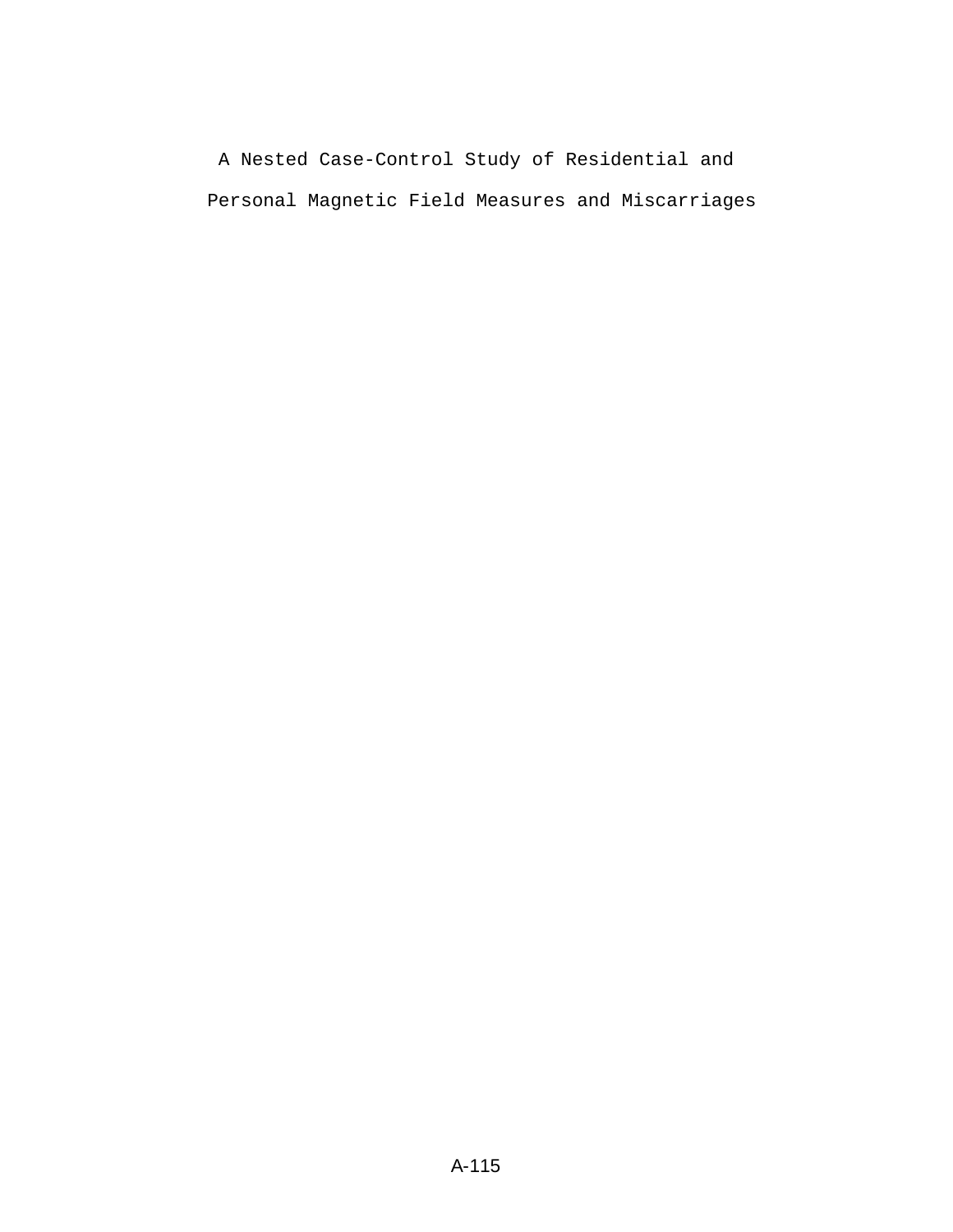# A Nested Case-Control Study of Residential and Personal Magnetic Field Measures and Miscarriages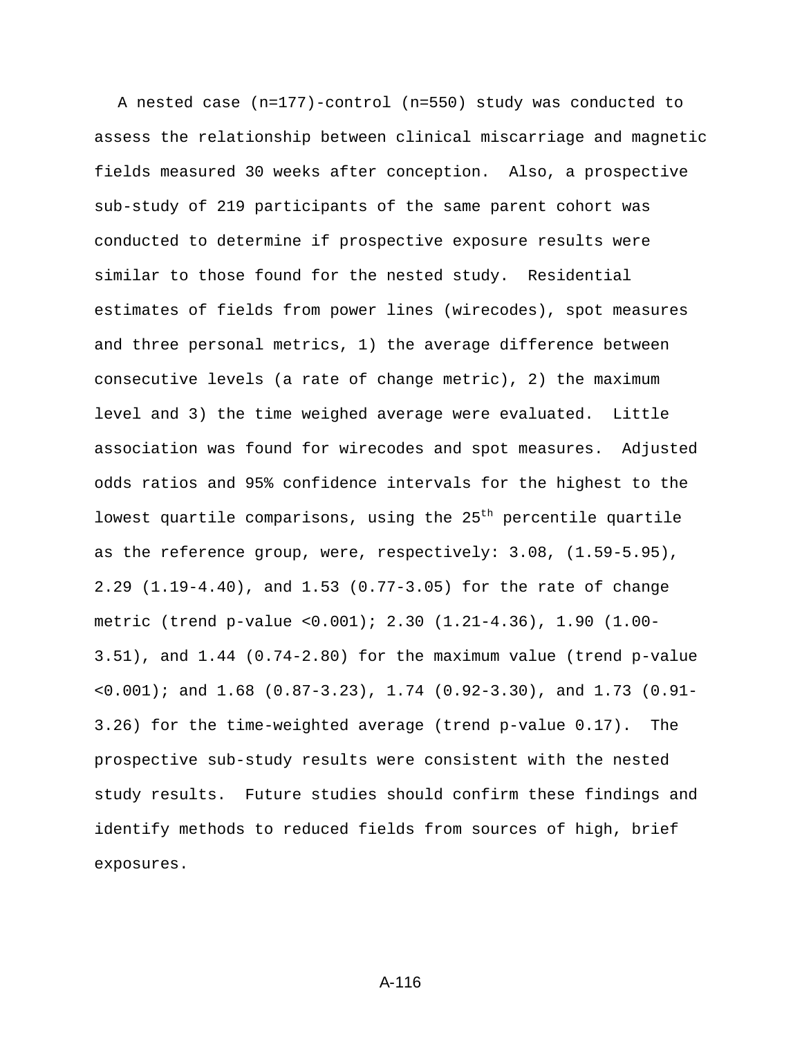A nested case (n=177)-control (n=550) study was conducted to assess the relationship between clinical miscarriage and magnetic fields measured 30 weeks after conception. Also, a prospective sub-study of 219 participants of the same parent cohort was conducted to determine if prospective exposure results were similar to those found for the nested study. Residential estimates of fields from power lines (wirecodes), spot measures and three personal metrics, 1) the average difference between consecutive levels (a rate of change metric), 2) the maximum level and 3) the time weighed average were evaluated. Little association was found for wirecodes and spot measures. Adjusted odds ratios and 95% confidence intervals for the highest to the lowest quartile comparisons, using the $25^{th}$ percentile quartile as the reference group, were, respectively: 3.08, (1.59-5.95), 2.29 (1.19-4.40), and 1.53 (0.77-3.05) for the rate of change metric (trend p-value <0.001); 2.30 (1.21-4.36), 1.90 (1.00-3.51), and 1.44 (0.74-2.80) for the maximum value (trend p-value <0.001); and 1.68 (0.87-3.23), 1.74 (0.92-3.30), and 1.73 (0.91-3.26) for the time-weighted average (trend p-value 0.17). The prospective sub-study results were consistent with the nested study results. Future studies should confirm these findings and identify methods to reduced fields from sources of high, brief exposures.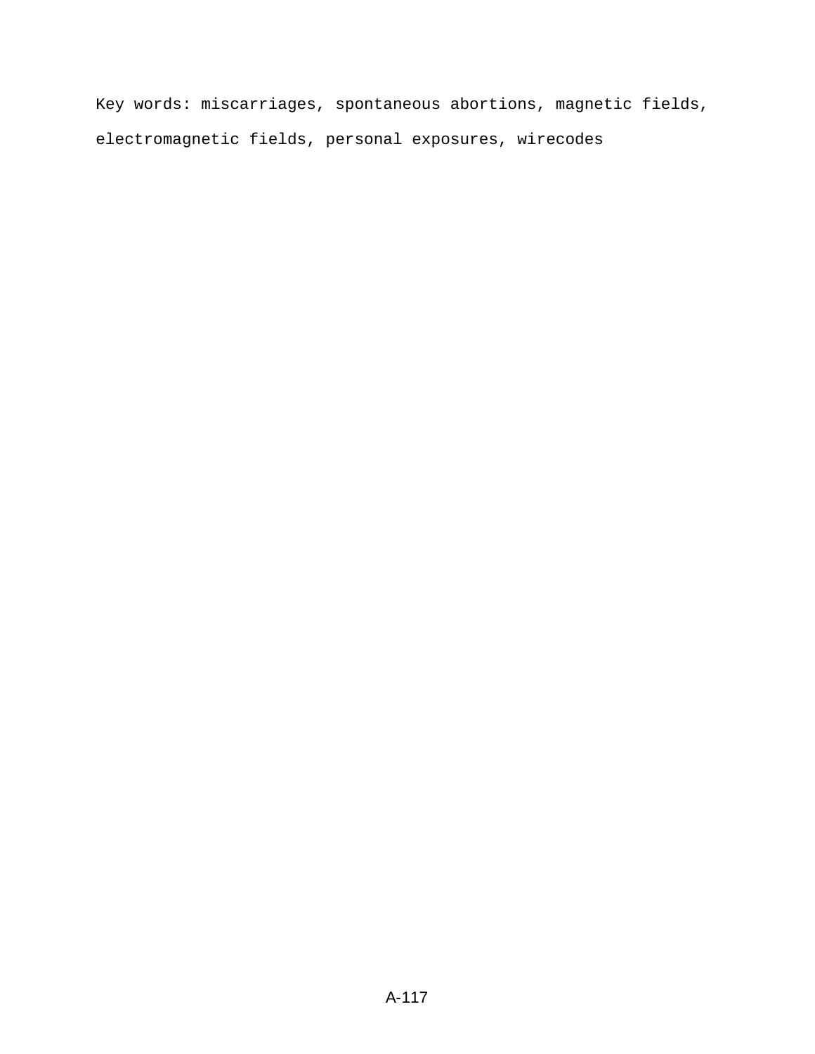Key words: miscarriages, spontaneous abortions, magnetic fields, electromagnetic fields, personal exposures, wirecodes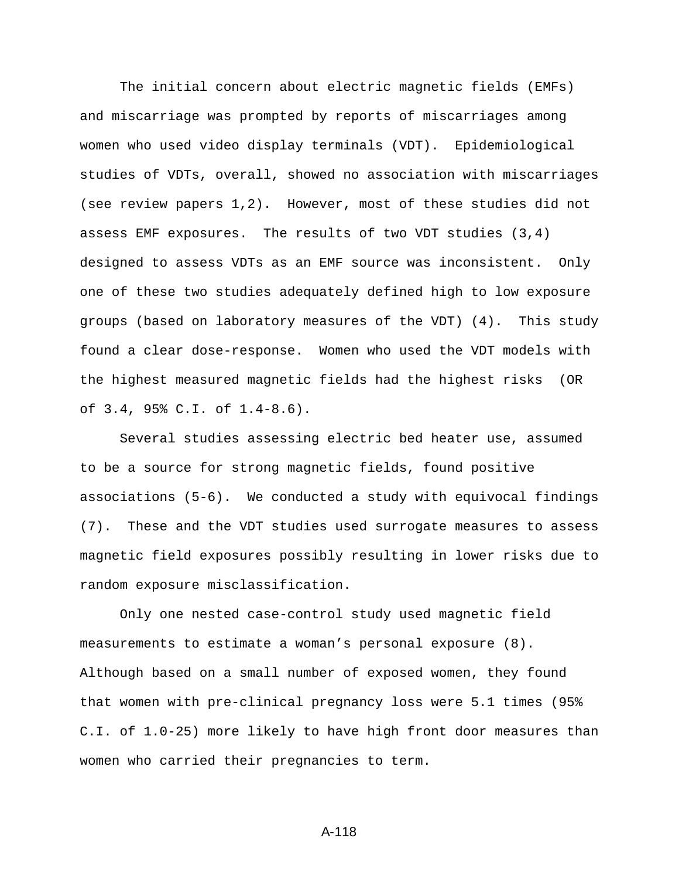The initial concern about electric magnetic fields (EMFs) and miscarriage was prompted by reports of miscarriages among women who used video display terminals (VDT). Epidemiological studies of VDTs, overall, showed no association with miscarriages (see review papers 1,2). However, most of these studies did not assess EMF exposures. The results of two VDT studies (3,4) designed to assess VDTs as an EMF source was inconsistent. Only one of these two studies adequately defined high to low exposure groups (based on laboratory measures of the VDT) (4). This study found a clear dose-response. Women who used the VDT models with the highest measured magnetic fields had the highest risks (OR of 3.4, 95% C.I. of 1.4-8.6).

Several studies assessing electric bed heater use, assumed to be a source for strong magnetic fields, found positive associations (5-6). We conducted a study with equivocal findings (7). These and the VDT studies used surrogate measures to assess magnetic field exposures possibly resulting in lower risks due to random exposure misclassification.

Only one nested case-control study used magnetic field measurements to estimate a woman's personal exposure (8). Although based on a small number of exposed women, they found that women with pre-clinical pregnancy loss were 5.1 times (95% C.I. of 1.0-25) more likely to have high front door measures than women who carried their pregnancies to term.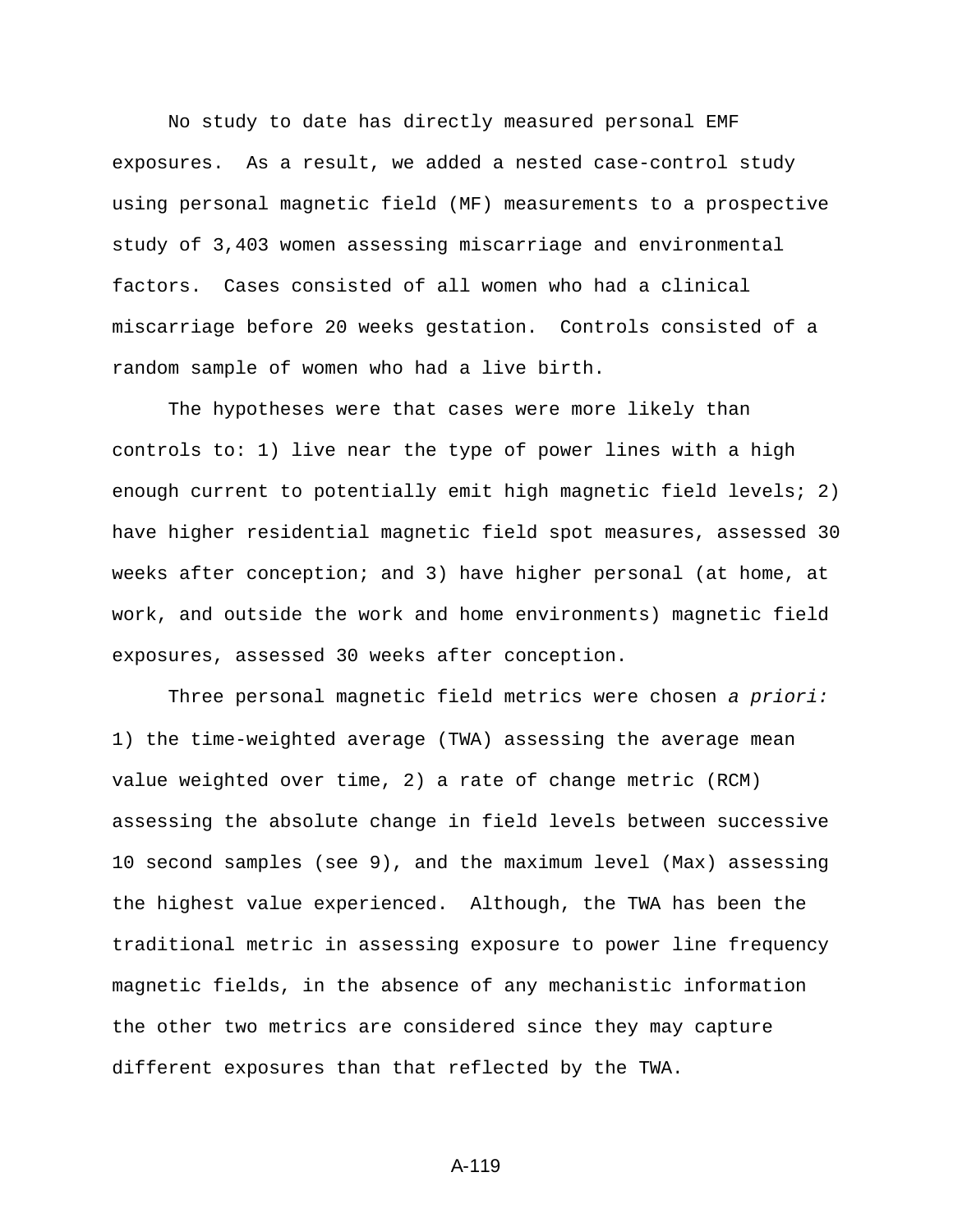No study to date has directly measured personal EMF exposures. As a result, we added a nested case-control study using personal magnetic field (MF) measurements to a prospective study of 3,403 women assessing miscarriage and environmental factors. Cases consisted of all women who had a clinical miscarriage before 20 weeks gestation. Controls consisted of a random sample of women who had a live birth.

The hypotheses were that cases were more likely than controls to: 1) live near the type of power lines with a high enough current to potentially emit high magnetic field levels; 2) have higher residential magnetic field spot measures, assessed 30 weeks after conception; and 3) have higher personal (at home, at work, and outside the work and home environments) magnetic field exposures, assessed 30 weeks after conception.

Three personal magnetic field metrics were chosen *a priori:* 1) the time-weighted average (TWA) assessing the average mean value weighted over time, 2) a rate of change metric (RCM) assessing the absolute change in field levels between successive 10 second samples (see 9), and the maximum level (Max) assessing the highest value experienced. Although, the TWA has been the traditional metric in assessing exposure to power line frequency magnetic fields, in the absence of any mechanistic information the other two metrics are considered since they may capture different exposures than that reflected by the TWA.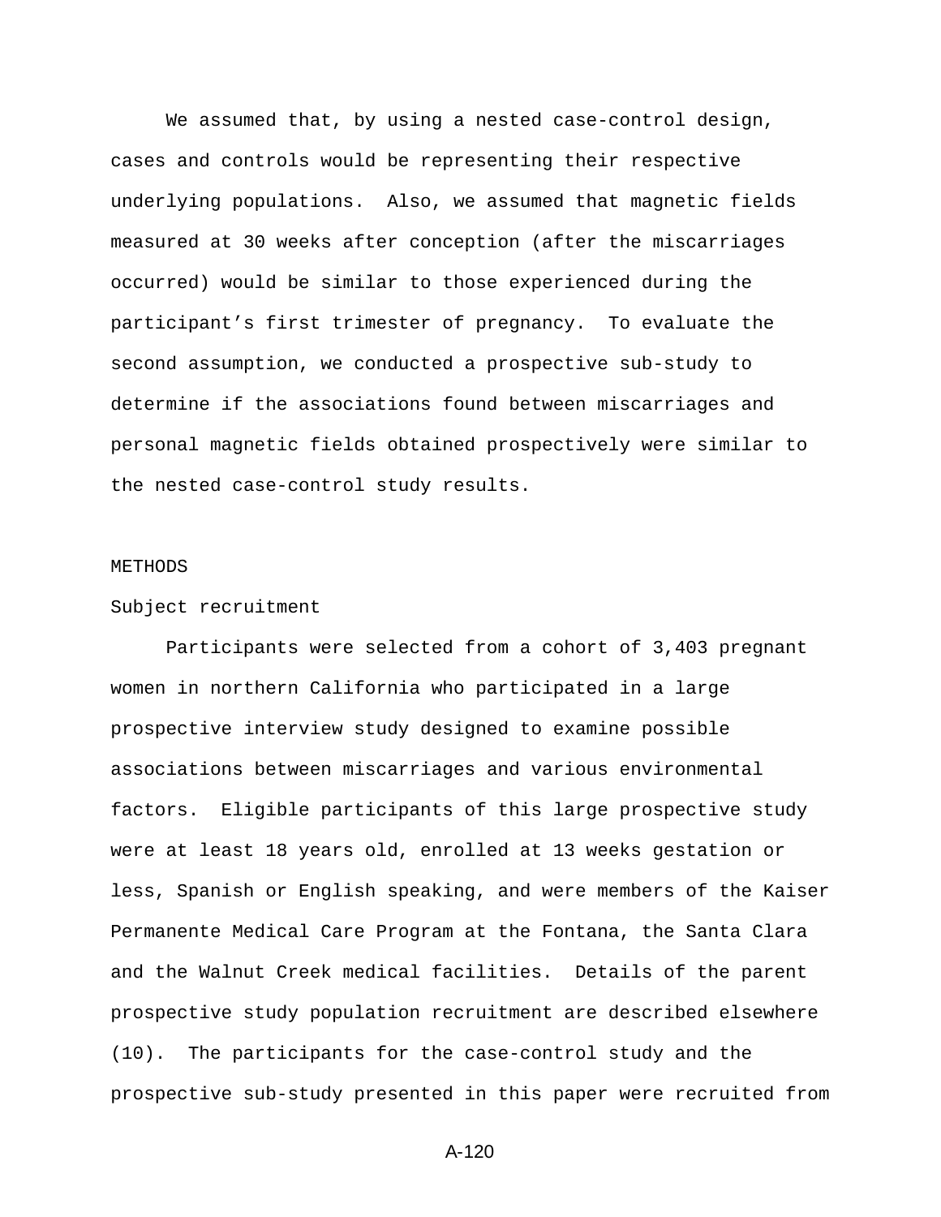We assumed that, by using a nested case-control design, cases and controls would be representing their respective underlying populations. Also, we assumed that magnetic fields measured at 30 weeks after conception (after the miscarriages occurred) would be similar to those experienced during the participant's first trimester of pregnancy. To evaluate the second assumption, we conducted a prospective sub-study to determine if the associations found between miscarriages and personal magnetic fields obtained prospectively were similar to the nested case-control study results.

## METHODS

### Subject recruitment

Participants were selected from a cohort of 3,403 pregnant women in northern California who participated in a large prospective interview study designed to examine possible associations between miscarriages and various environmental factors. Eligible participants of this large prospective study were at least 18 years old, enrolled at 13 weeks gestation or less, Spanish or English speaking, and were members of the Kaiser Permanente Medical Care Program at the Fontana, the Santa Clara and the Walnut Creek medical facilities. Details of the parent prospective study population recruitment are described elsewhere (10). The participants for the case-control study and the prospective sub-study presented in this paper were recruited from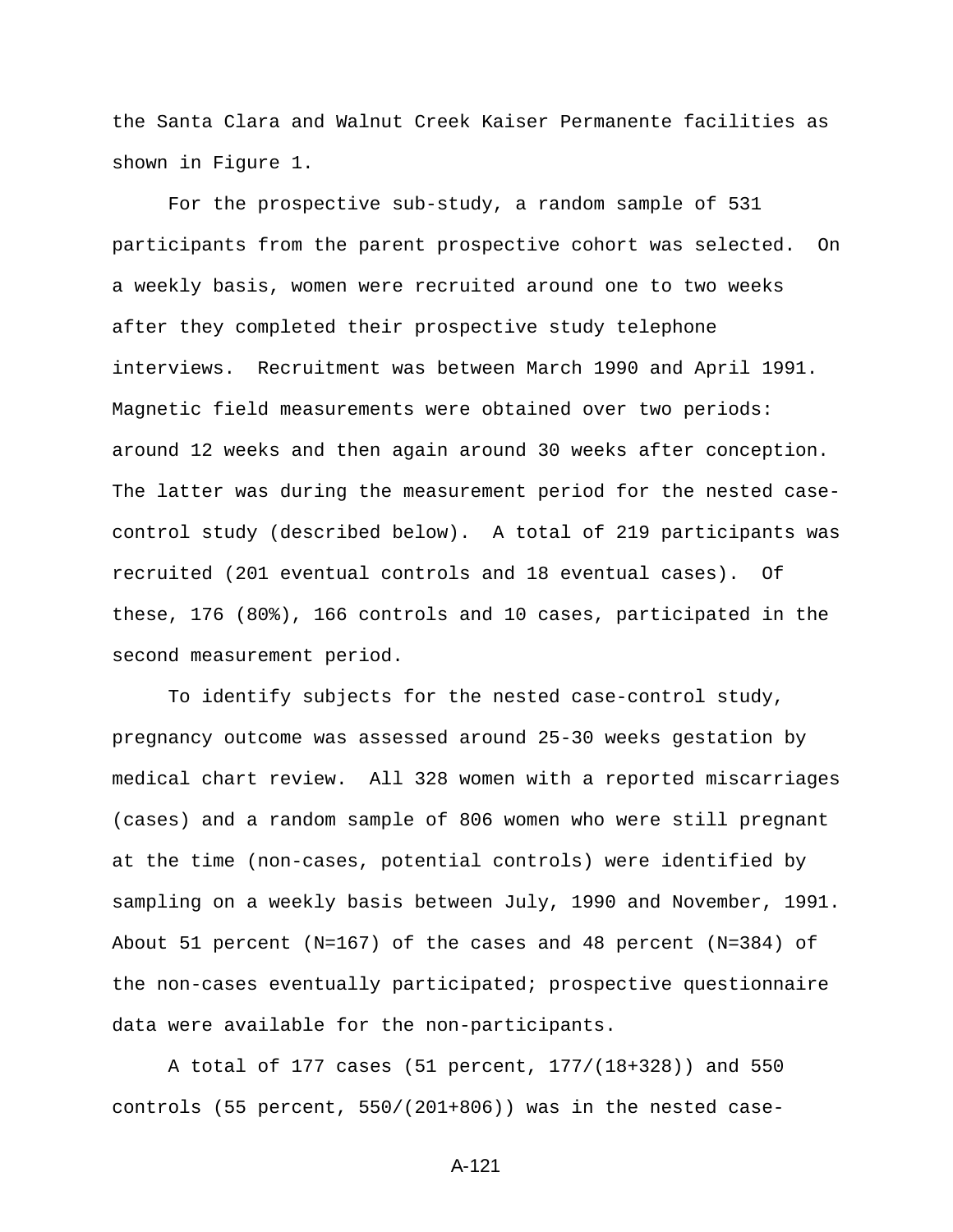the Santa Clara and Walnut Creek Kaiser Permanente facilities as shown in Figure 1.

For the prospective sub-study, a random sample of 531 participants from the parent prospective cohort was selected. On a weekly basis, women were recruited around one to two weeks after they completed their prospective study telephone interviews. Recruitment was between March 1990 and April 1991. Magnetic field measurements were obtained over two periods: around 12 weeks and then again around 30 weeks after conception. The latter was during the measurement period for the nested case-control study (described below). A total of 219 participants was recruited (201 eventual controls and 18 eventual cases). Of these, 176 (80%), 166 controls and 10 cases, participated in the second measurement period.

To identify subjects for the nested case-control study, pregnancy outcome was assessed around 25-30 weeks gestation by medical chart review. All 328 women with a reported miscarriages (cases) and a random sample of 806 women who were still pregnant at the time (non-cases, potential controls) were identified by sampling on a weekly basis between July, 1990 and November, 1991. About 51 percent (N=167) of the cases and 48 percent (N=384) of the non-cases eventually participated; prospective questionnaire data were available for the non-participants.

A total of 177 cases (51 percent, 177/(18+328)) and 550 controls (55 percent, 550/(201+806)) was in the nested case-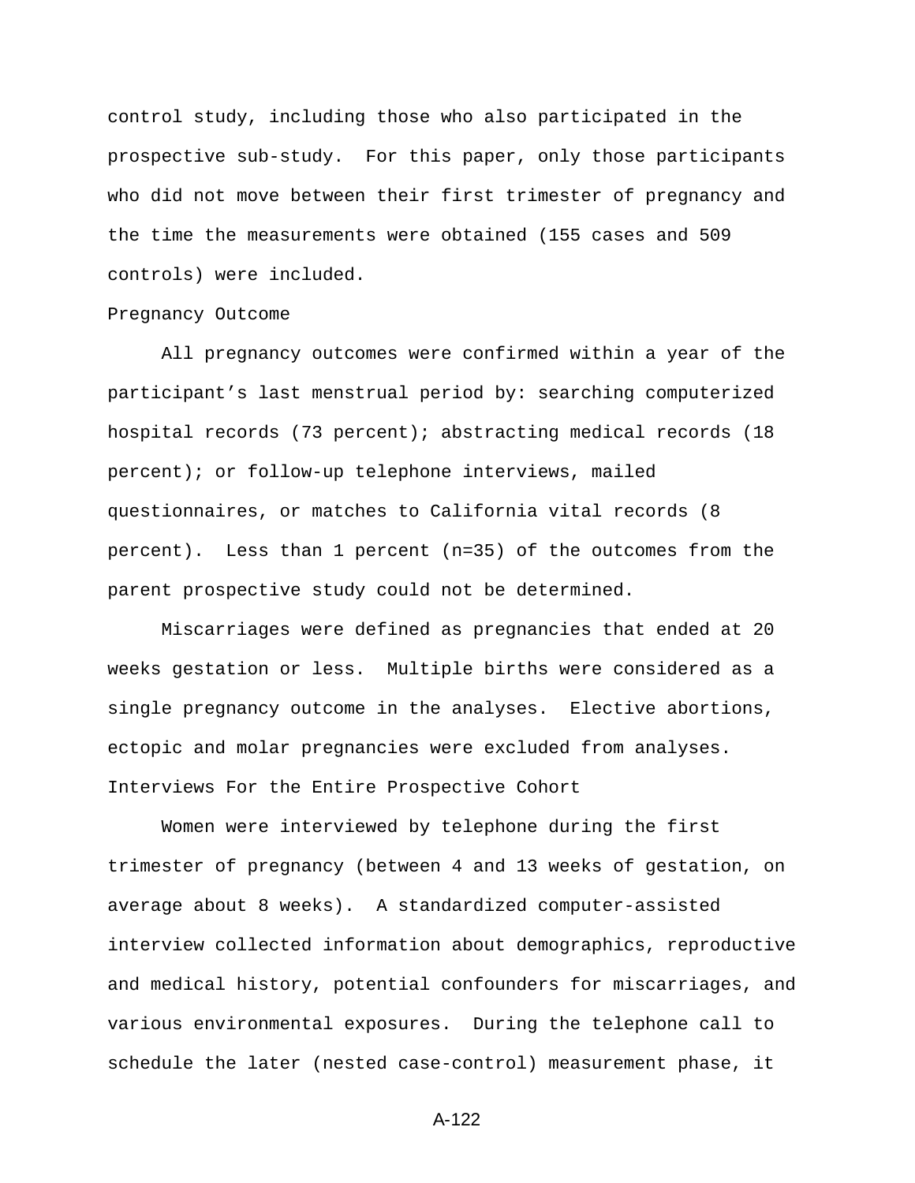control study, including those who also participated in the prospective sub-study. For this paper, only those participants who did not move between their first trimester of pregnancy and the time the measurements were obtained (155 cases and 509 controls) were included.

### Pregnancy Outcome

All pregnancy outcomes were confirmed within a year of the participant's last menstrual period by: searching computerized hospital records (73 percent); abstracting medical records (18 percent); or follow-up telephone interviews, mailed questionnaires, or matches to California vital records (8 percent). Less than 1 percent (n=35) of the outcomes from the parent prospective study could not be determined.

Miscarriages were defined as pregnancies that ended at 20 weeks gestation or less. Multiple births were considered as a single pregnancy outcome in the analyses. Elective abortions, ectopic and molar pregnancies were excluded from analyses.

### Interviews For the Entire Prospective Cohort

Women were interviewed by telephone during the first trimester of pregnancy (between 4 and 13 weeks of gestation, on average about 8 weeks). A standardized computer-assisted interview collected information about demographics, reproductive and medical history, potential confounders for miscarriages, and various environmental exposures. During the telephone call to schedule the later (nested case-control) measurement phase, it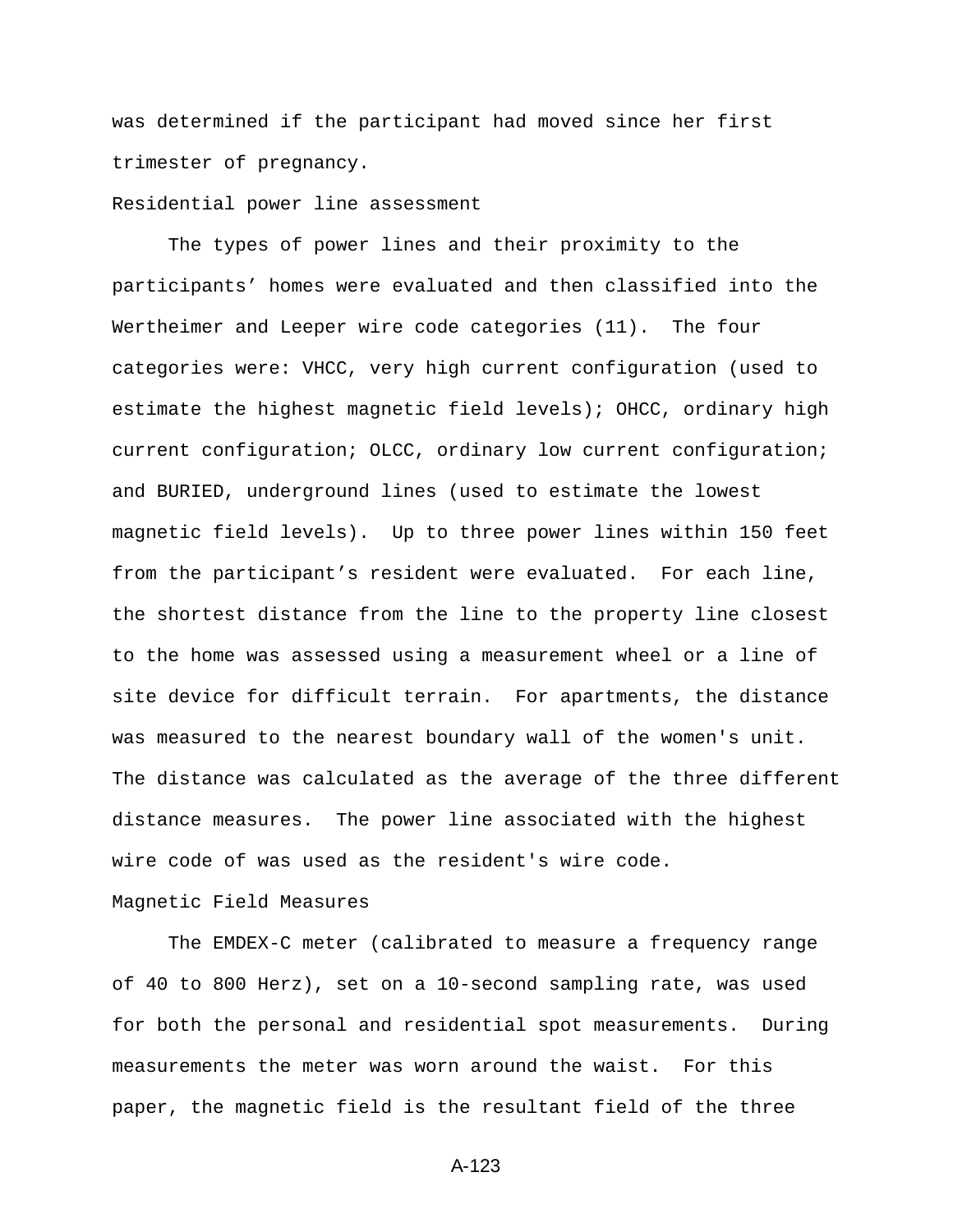was determined if the participant had moved since her first trimester of pregnancy.

## Residential power line assessment

The types of power lines and their proximity to the participants' homes were evaluated and then classified into the Wertheimer and Leeper wire code categories (11). The four categories were: VHCC, very high current configuration (used to estimate the highest magnetic field levels); OHCC, ordinary high current configuration; OLCC, ordinary low current configuration; and BURIED, underground lines (used to estimate the lowest magnetic field levels). Up to three power lines within 150 feet from the participant's resident were evaluated. For each line, the shortest distance from the line to the property line closest to the home was assessed using a measurement wheel or a line of site device for difficult terrain. For apartments, the distance was measured to the nearest boundary wall of the women's unit. The distance was calculated as the average of the three different distance measures. The power line associated with the highest wire code of was used as the resident's wire code.

## Magnetic Field Measures

The EMDEX-C meter (calibrated to measure a frequency range of 40 to 800 Herz), set on a 10-second sampling rate, was used for both the personal and residential spot measurements. During measurements the meter was worn around the waist. For this paper, the magnetic field is the resultant field of the three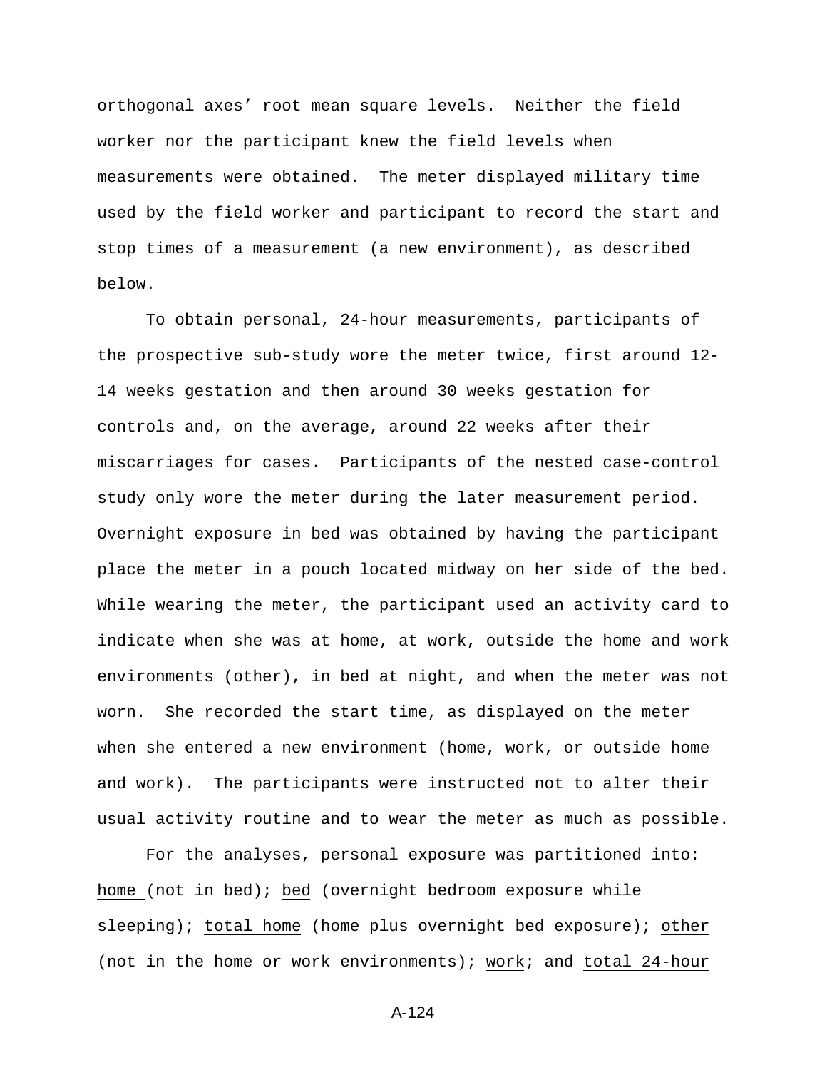orthogonal axes' root mean square levels. Neither the field worker nor the participant knew the field levels when measurements were obtained. The meter displayed military time used by the field worker and participant to record the start and stop times of a measurement (a new environment), as described below.

To obtain personal, 24-hour measurements, participants of the prospective sub-study wore the meter twice, first around 12-14 weeks gestation and then around 30 weeks gestation for controls and, on the average, around 22 weeks after their miscarriages for cases. Participants of the nested case-control study only wore the meter during the later measurement period. Overnight exposure in bed was obtained by having the participant place the meter in a pouch located midway on her side of the bed. While wearing the meter, the participant used an activity card to indicate when she was at home, at work, outside the home and work environments (other), in bed at night, and when the meter was not worn. She recorded the start time, as displayed on the meter when she entered a new environment (home, work, or outside home and work). The participants were instructed not to alter their usual activity routine and to wear the meter as much as possible.

For the analyses, personal exposure was partitioned into: <u>home</u> (not in bed); <u>bed</u> (overnight bedroom exposure while sleeping); <u>total home</u> (home plus overnight bed exposure); <u>other</u> (not in the home or work environments); <u>work</u>; and <u>total 24-hour</u>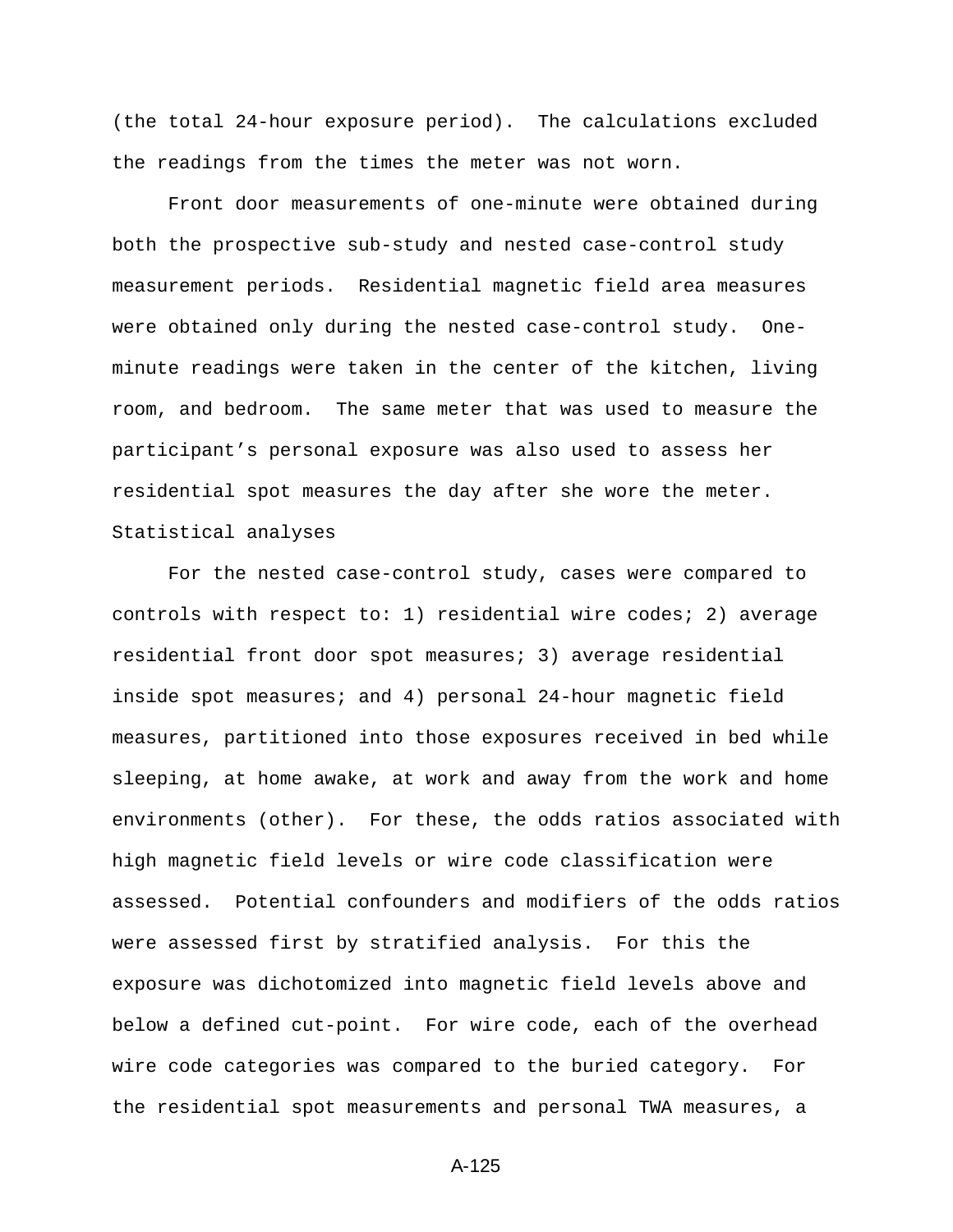(the total 24-hour exposure period). The calculations excluded the readings from the times the meter was not worn.

Front door measurements of one-minute were obtained during both the prospective sub-study and nested case-control study measurement periods. Residential magnetic field area measures were obtained only during the nested case-control study. One-minute readings were taken in the center of the kitchen, living room, and bedroom. The same meter that was used to measure the participant's personal exposure was also used to assess her residential spot measures the day after she wore the meter.

### Statistical analyses

For the nested case-control study, cases were compared to controls with respect to: 1) residential wire codes; 2) average residential front door spot measures; 3) average residential inside spot measures; and 4) personal 24-hour magnetic field measures, partitioned into those exposures received in bed while sleeping, at home awake, at work and away from the work and home environments (other). For these, the odds ratios associated with high magnetic field levels or wire code classification were assessed. Potential confounders and modifiers of the odds ratios were assessed first by stratified analysis. For this the exposure was dichotomized into magnetic field levels above and below a defined cut-point. For wire code, each of the overhead wire code categories was compared to the buried category. For the residential spot measurements and personal TWA measures, a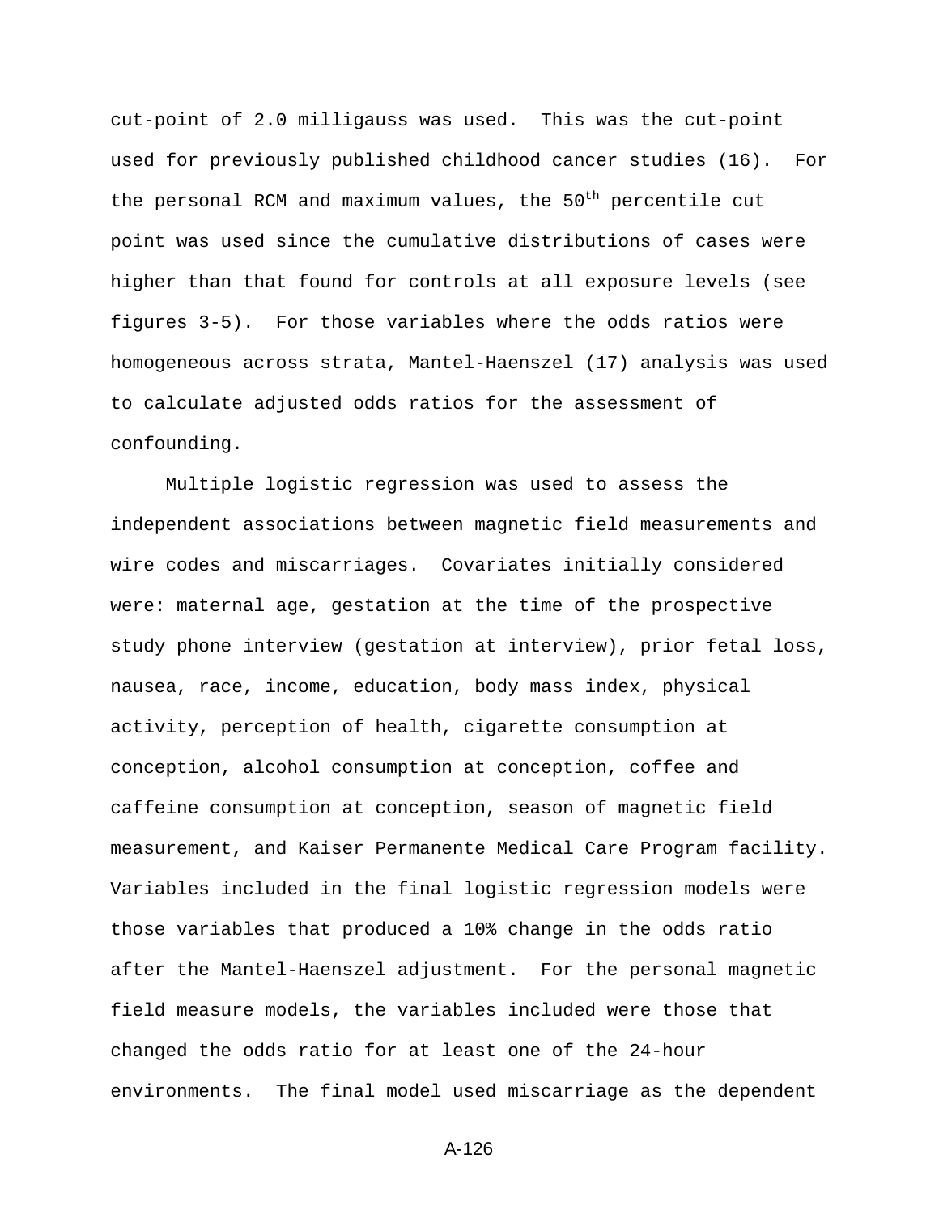cut-point of 2.0 milligauss was used. This was the cut-point used for previously published childhood cancer studies (16). For the personal RCM and maximum values, the $50^{th}$ percentile cut point was used since the cumulative distributions of cases were higher than that found for controls at all exposure levels (see figures 3-5). For those variables where the odds ratios were homogeneous across strata, Mantel-Haenszel (17) analysis was used to calculate adjusted odds ratios for the assessment of confounding.

Multiple logistic regression was used to assess the independent associations between magnetic field measurements and wire codes and miscarriages. Covariates initially considered were: maternal age, gestation at the time of the prospective study phone interview (gestation at interview), prior fetal loss, nausea, race, income, education, body mass index, physical activity, perception of health, cigarette consumption at conception, alcohol consumption at conception, coffee and caffeine consumption at conception, season of magnetic field measurement, and Kaiser Permanente Medical Care Program facility. Variables included in the final logistic regression models were those variables that produced a 10% change in the odds ratio after the Mantel-Haenszel adjustment. For the personal magnetic field measure models, the variables included were those that changed the odds ratio for at least one of the 24-hour environments. The final model used miscarriage as the dependent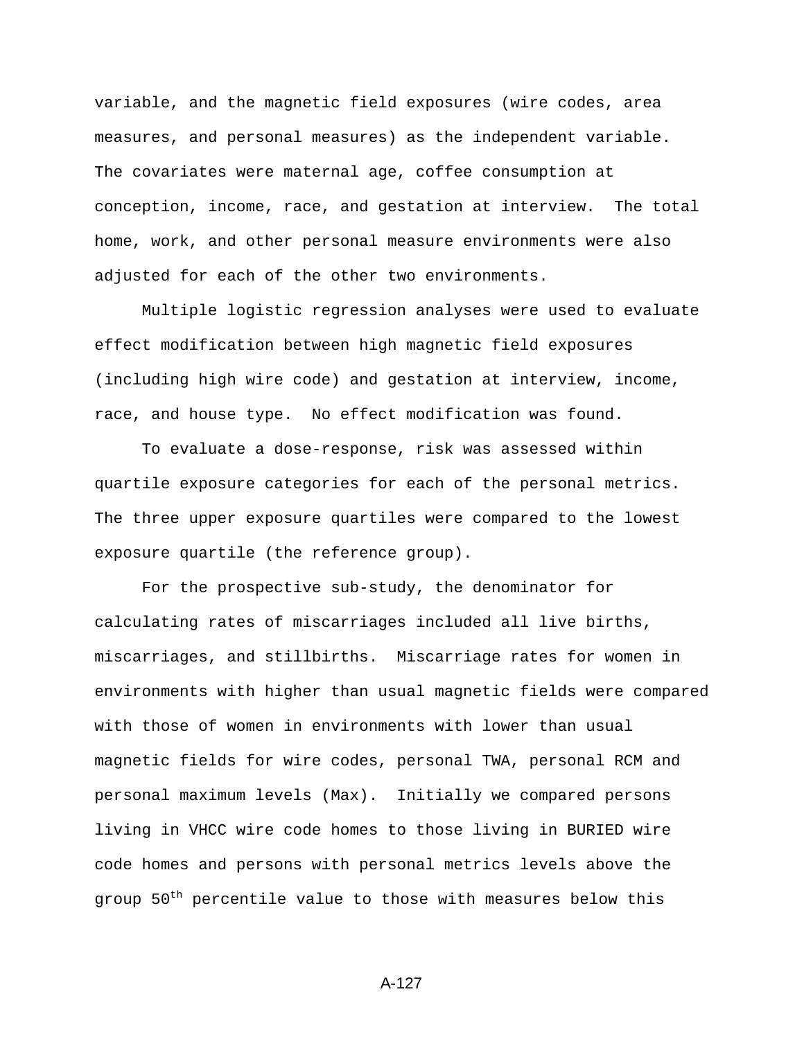variable, and the magnetic field exposures (wire codes, area measures, and personal measures) as the independent variable. The covariates were maternal age, coffee consumption at conception, income, race, and gestation at interview. The total home, work, and other personal measure environments were also adjusted for each of the other two environments.

Multiple logistic regression analyses were used to evaluate effect modification between high magnetic field exposures (including high wire code) and gestation at interview, income, race, and house type. No effect modification was found.

To evaluate a dose-response, risk was assessed within quartile exposure categories for each of the personal metrics. The three upper exposure quartiles were compared to the lowest exposure quartile (the reference group).

For the prospective sub-study, the denominator for calculating rates of miscarriages included all live births, miscarriages, and stillbirths. Miscarriage rates for women in environments with higher than usual magnetic fields were compared with those of women in environments with lower than usual magnetic fields for wire codes, personal TWA, personal RCM and personal maximum levels (Max). Initially we compared persons living in VHCC wire code homes to those living in BURIED wire code homes and persons with personal metrics levels above the group 50$^{th}$ percentile value to those with measures below this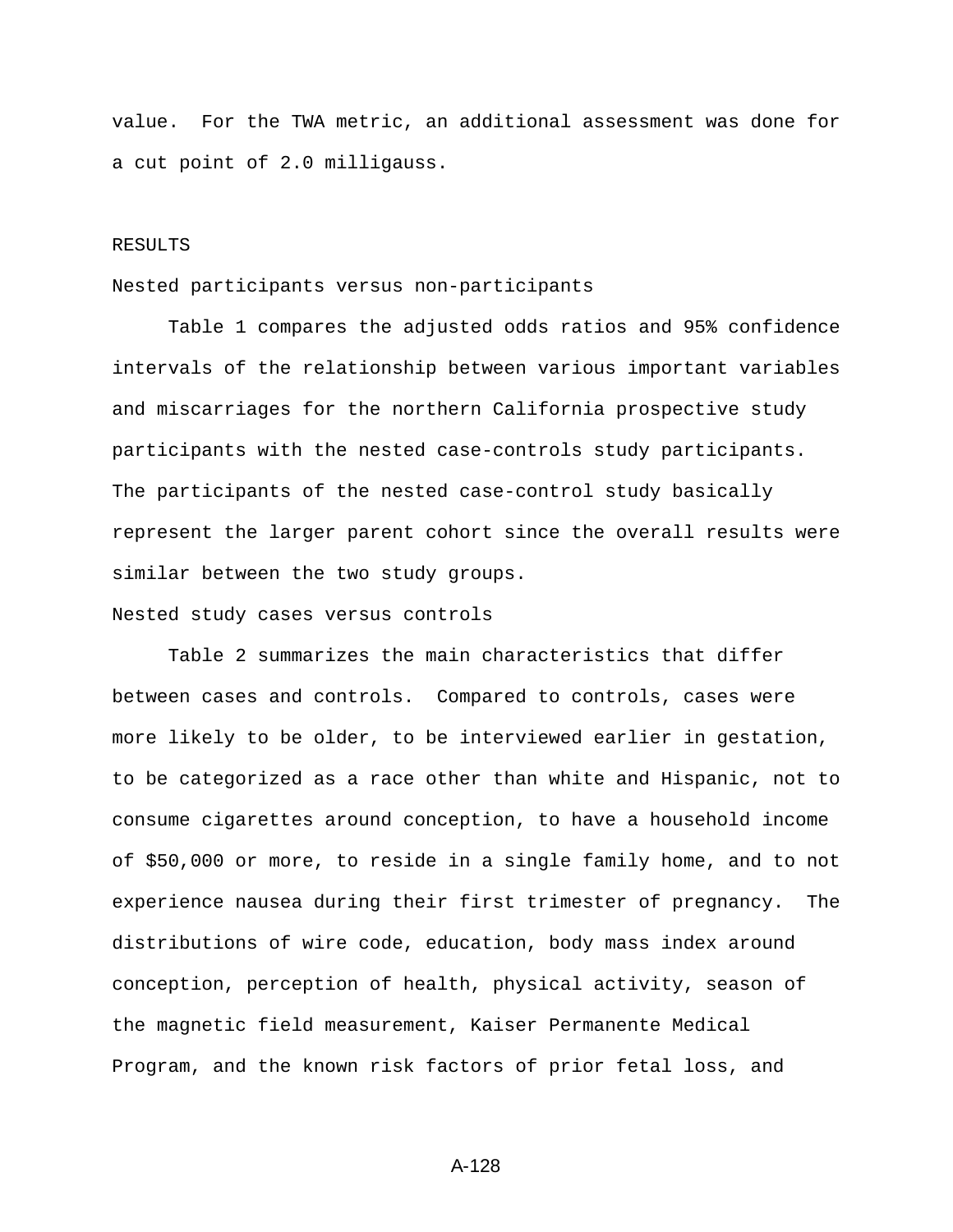value.  For the TWA metric, an additional assessment was done for a cut point of 2.0 milligauss.

## RESULTS

### Nested participants versus non-participants

Table 1 compares the adjusted odds ratios and 95% confidence intervals of the relationship between various important variables and miscarriages for the northern California prospective study participants with the nested case-controls study participants. The participants of the nested case-control study basically represent the larger parent cohort since the overall results were similar between the two study groups.

### Nested study cases versus controls

Table 2 summarizes the main characteristics that differ between cases and controls.  Compared to controls, cases were more likely to be older, to be interviewed earlier in gestation, to be categorized as a race other than white and Hispanic, not to consume cigarettes around conception, to have a household income of $50,000 or more, to reside in a single family home, and to not experience nausea during their first trimester of pregnancy.  The distributions of wire code, education, body mass index around conception, perception of health, physical activity, season of the magnetic field measurement, Kaiser Permanente Medical Program, and the known risk factors of prior fetal loss, and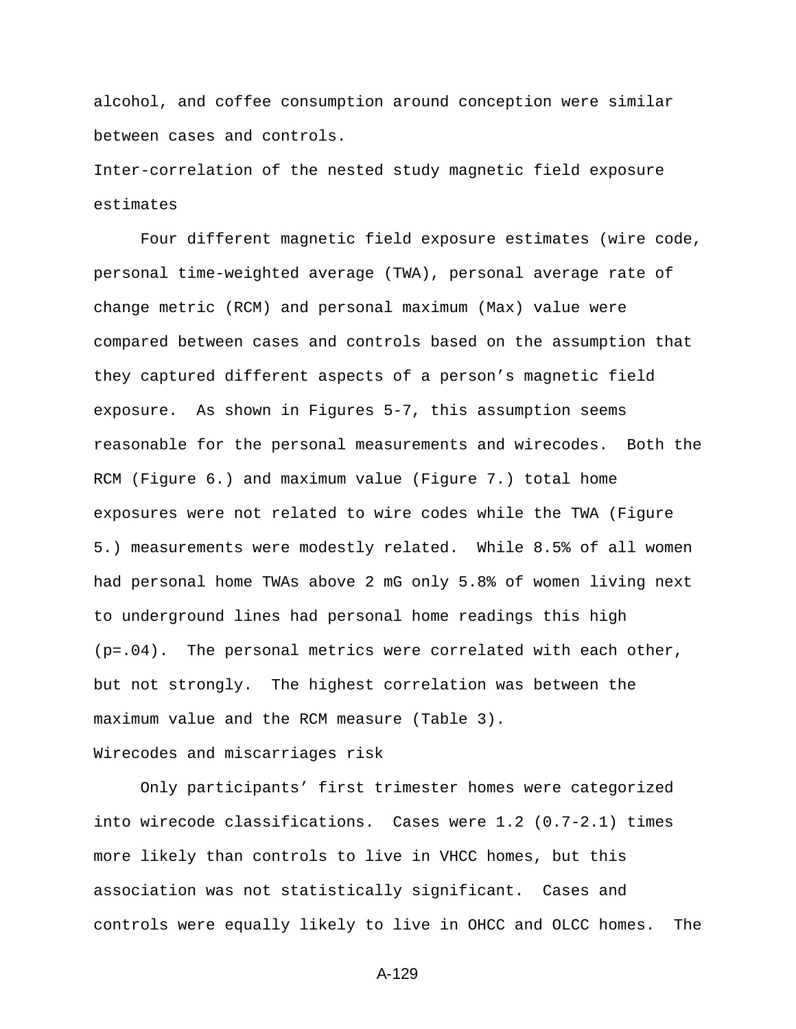alcohol, and coffee consumption around conception were similar between cases and controls.

### Inter-correlation of the nested study magnetic field exposure estimates

Four different magnetic field exposure estimates (wire code, personal time-weighted average (TWA), personal average rate of change metric (RCM) and personal maximum (Max) value were compared between cases and controls based on the assumption that they captured different aspects of a person's magnetic field exposure. As shown in Figures 5-7, this assumption seems reasonable for the personal measurements and wirecodes. Both the RCM (Figure 6.) and maximum value (Figure 7.) total home exposures were not related to wire codes while the TWA (Figure 5.) measurements were modestly related. While 8.5% of all women had personal home TWAs above 2 mG only 5.8% of women living next to underground lines had personal home readings this high (p=.04). The personal metrics were correlated with each other, but not strongly. The highest correlation was between the maximum value and the RCM measure (Table 3).

### Wirecodes and miscarriages risk

Only participants' first trimester homes were categorized into wirecode classifications. Cases were 1.2 (0.7-2.1) times more likely than controls to live in VHCC homes, but this association was not statistically significant. Cases and controls were equally likely to live in OHCC and OLCC homes. The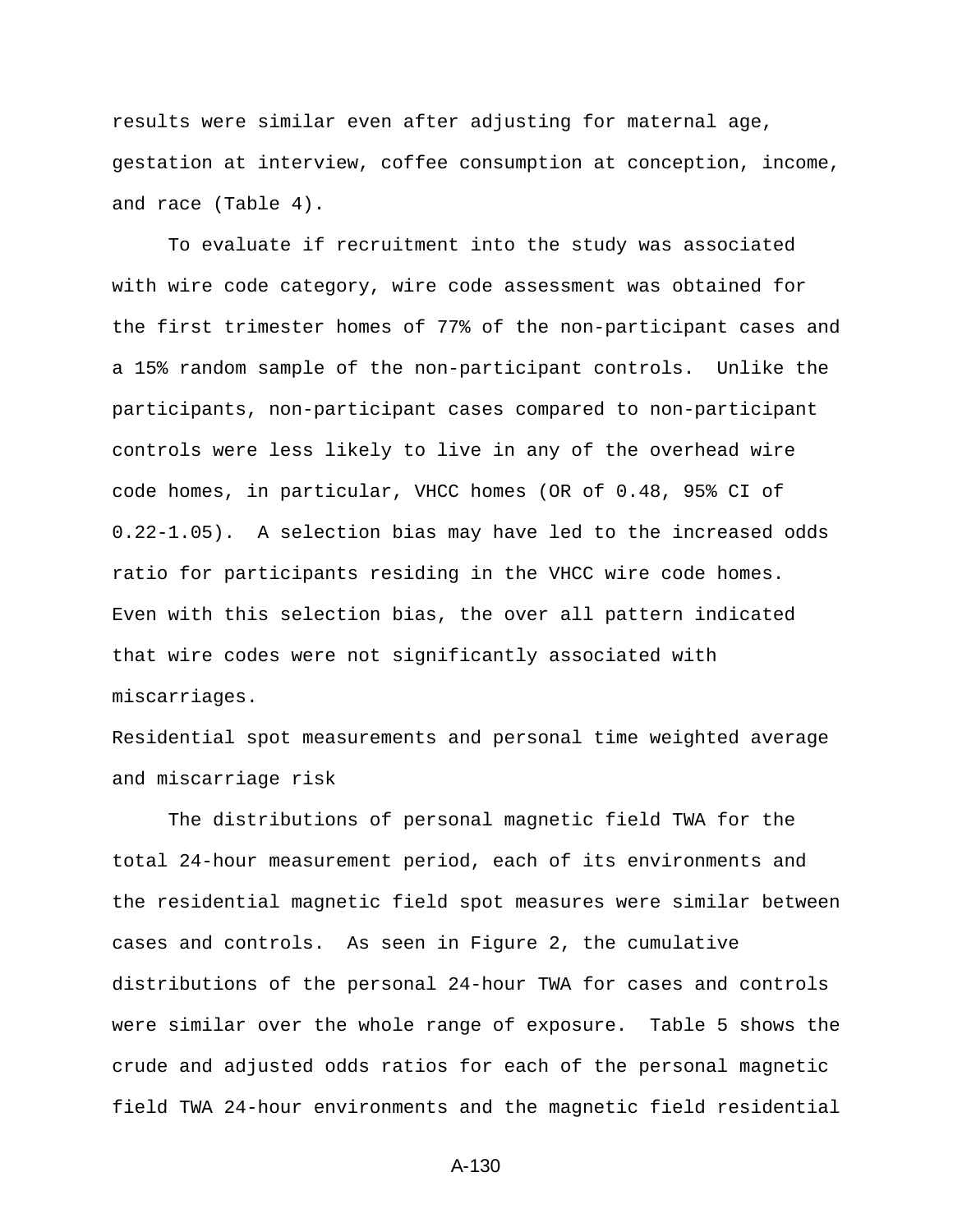results were similar even after adjusting for maternal age, gestation at interview, coffee consumption at conception, income, and race (Table 4).

To evaluate if recruitment into the study was associated with wire code category, wire code assessment was obtained for the first trimester homes of 77% of the non-participant cases and a 15% random sample of the non-participant controls. Unlike the participants, non-participant cases compared to non-participant controls were less likely to live in any of the overhead wire code homes, in particular, VHCC homes (OR of 0.48, 95% CI of 0.22-1.05). A selection bias may have led to the increased odds ratio for participants residing in the VHCC wire code homes. Even with this selection bias, the over all pattern indicated that wire codes were not significantly associated with miscarriages.

### Residential spot measurements and personal time weighted average and miscarriage risk

The distributions of personal magnetic field TWA for the total 24-hour measurement period, each of its environments and the residential magnetic field spot measures were similar between cases and controls. As seen in Figure 2, the cumulative distributions of the personal 24-hour TWA for cases and controls were similar over the whole range of exposure. Table 5 shows the crude and adjusted odds ratios for each of the personal magnetic field TWA 24-hour environments and the magnetic field residential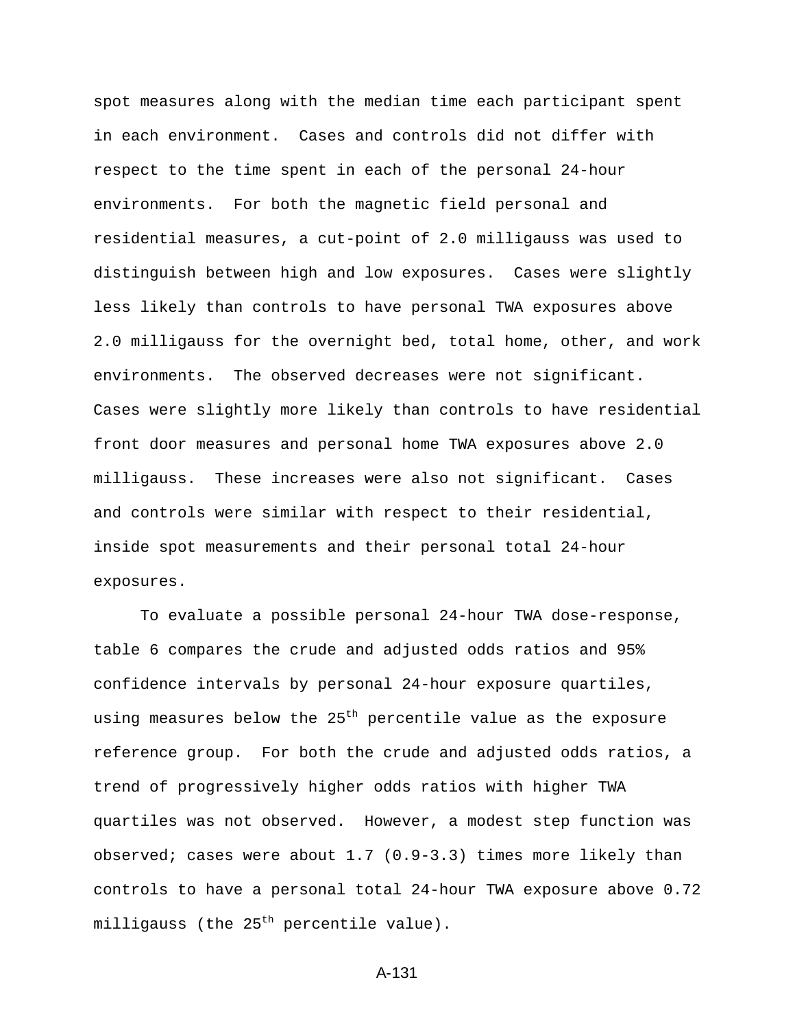spot measures along with the median time each participant spent in each environment. Cases and controls did not differ with respect to the time spent in each of the personal 24-hour environments. For both the magnetic field personal and residential measures, a cut-point of 2.0 milligauss was used to distinguish between high and low exposures. Cases were slightly less likely than controls to have personal TWA exposures above 2.0 milligauss for the overnight bed, total home, other, and work environments. The observed decreases were not significant. Cases were slightly more likely than controls to have residential front door measures and personal home TWA exposures above 2.0 milligauss. These increases were also not significant. Cases and controls were similar with respect to their residential, inside spot measurements and their personal total 24-hour exposures.

To evaluate a possible personal 24-hour TWA dose-response, table 6 compares the crude and adjusted odds ratios and 95% confidence intervals by personal 24-hour exposure quartiles, using measures below the 25$^{th}$ percentile value as the exposure reference group. For both the crude and adjusted odds ratios, a trend of progressively higher odds ratios with higher TWA quartiles was not observed. However, a modest step function was observed; cases were about 1.7 (0.9-3.3) times more likely than controls to have a personal total 24-hour TWA exposure above 0.72 milligauss (the 25$^{th}$ percentile value).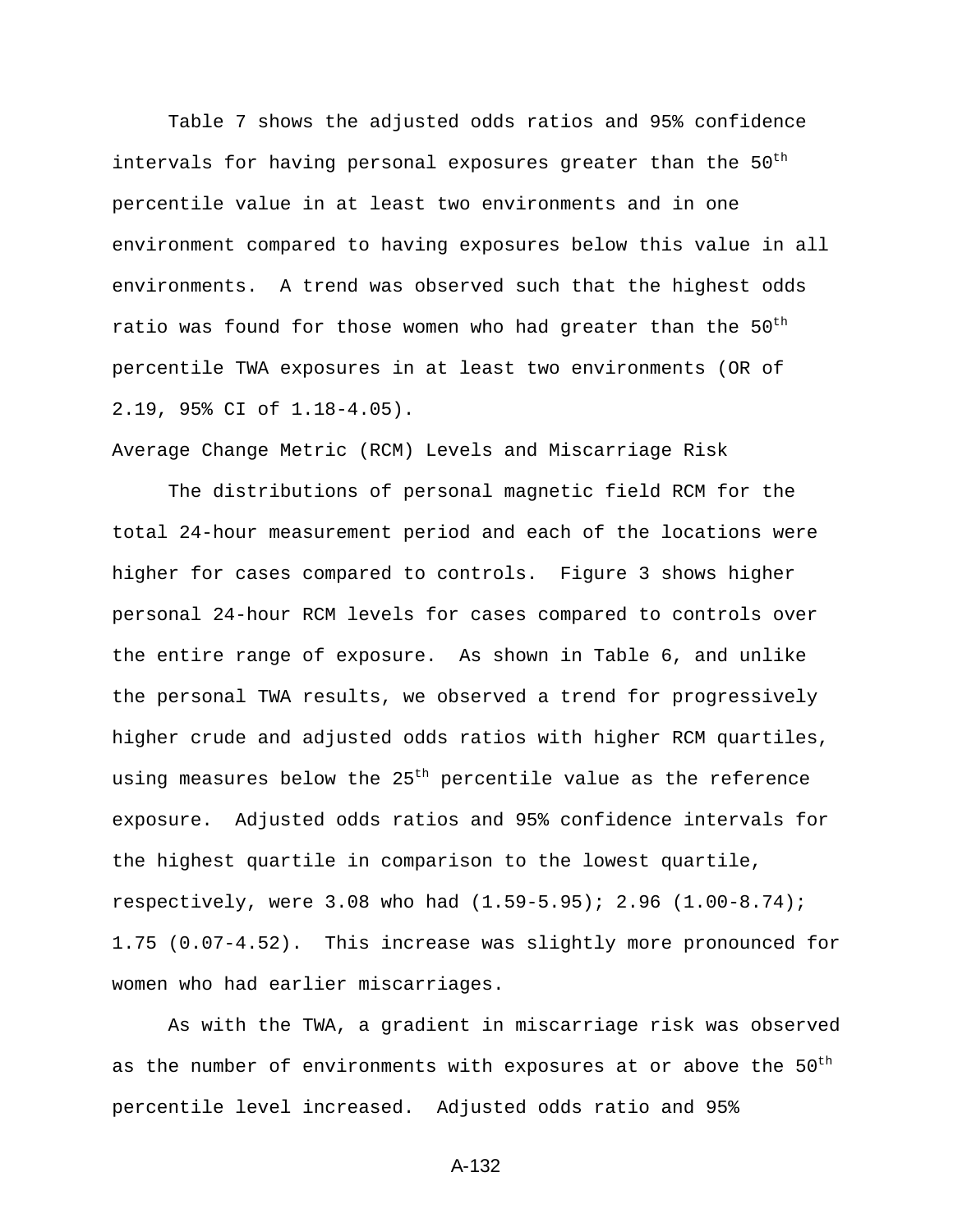Table 7 shows the adjusted odds ratios and 95% confidence intervals for having personal exposures greater than the 50th percentile value in at least two environments and in one environment compared to having exposures below this value in all environments. A trend was observed such that the highest odds ratio was found for those women who had greater than the 50th percentile TWA exposures in at least two environments (OR of 2.19, 95% CI of 1.18-4.05).

Average Change Metric (RCM) Levels and Miscarriage Risk

The distributions of personal magnetic field RCM for the total 24-hour measurement period and each of the locations were higher for cases compared to controls. Figure 3 shows higher personal 24-hour RCM levels for cases compared to controls over the entire range of exposure. As shown in Table 6, and unlike the personal TWA results, we observed a trend for progressively higher crude and adjusted odds ratios with higher RCM quartiles, using measures below the 25th percentile value as the reference exposure. Adjusted odds ratios and 95% confidence intervals for the highest quartile in comparison to the lowest quartile, respectively, were 3.08 who had (1.59-5.95); 2.96 (1.00-8.74); 1.75 (0.07-4.52). This increase was slightly more pronounced for women who had earlier miscarriages.

As with the TWA, a gradient in miscarriage risk was observed as the number of environments with exposures at or above the 50th percentile level increased. Adjusted odds ratio and 95%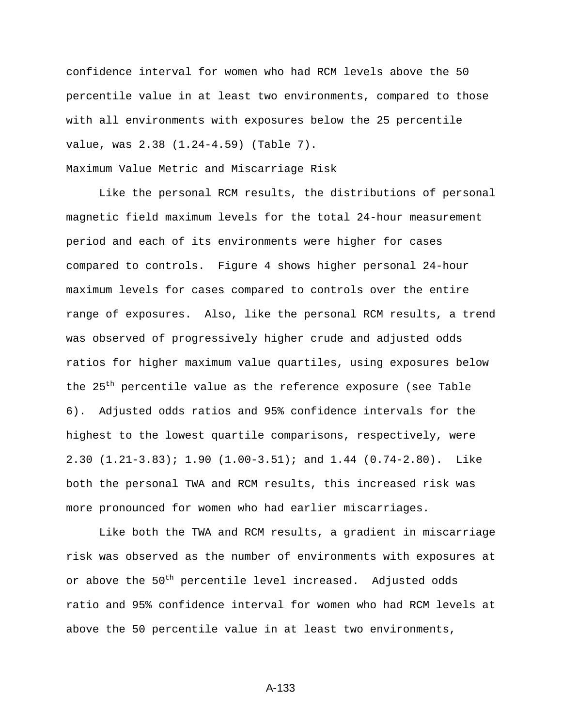confidence interval for women who had RCM levels above the 50 percentile value in at least two environments, compared to those with all environments with exposures below the 25 percentile value, was 2.38 (1.24-4.59) (Table 7).

Maximum Value Metric and Miscarriage Risk

Like the personal RCM results, the distributions of personal magnetic field maximum levels for the total 24-hour measurement period and each of its environments were higher for cases compared to controls. Figure 4 shows higher personal 24-hour maximum levels for cases compared to controls over the entire range of exposures. Also, like the personal RCM results, a trend was observed of progressively higher crude and adjusted odds ratios for higher maximum value quartiles, using exposures below the $25^{th}$ percentile value as the reference exposure (see Table 6). Adjusted odds ratios and 95% confidence intervals for the highest to the lowest quartile comparisons, respectively, were 2.30 (1.21-3.83); 1.90 (1.00-3.51); and 1.44 (0.74-2.80). Like both the personal TWA and RCM results, this increased risk was more pronounced for women who had earlier miscarriages.

Like both the TWA and RCM results, a gradient in miscarriage risk was observed as the number of environments with exposures at or above the $50^{th}$ percentile level increased. Adjusted odds ratio and 95% confidence interval for women who had RCM levels at above the 50 percentile value in at least two environments,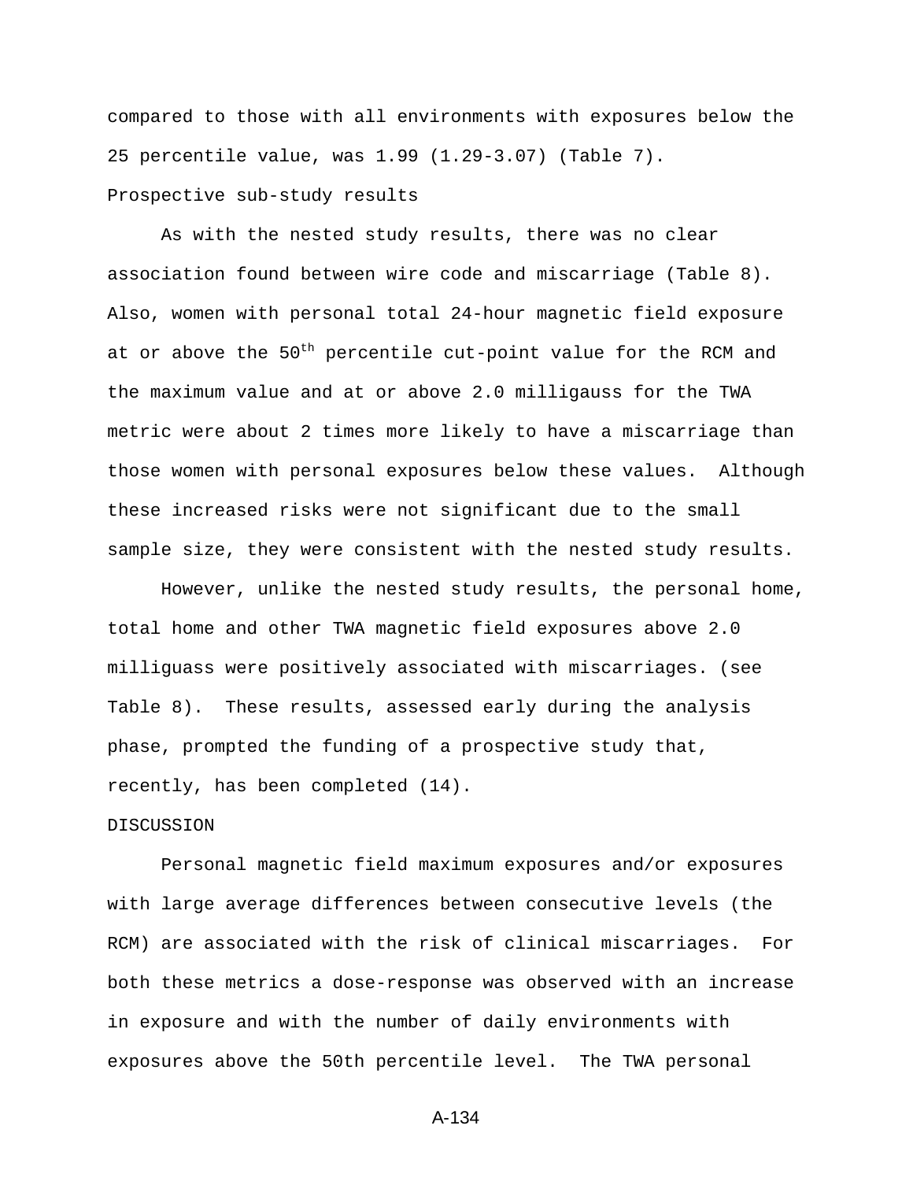compared to those with all environments with exposures below the 25 percentile value, was 1.99 (1.29-3.07) (Table 7).

## Prospective sub-study results

As with the nested study results, there was no clear association found between wire code and miscarriage (Table 8). Also, women with personal total 24-hour magnetic field exposure at or above the 50$^{th}$ percentile cut-point value for the RCM and the maximum value and at or above 2.0 milligauss for the TWA metric were about 2 times more likely to have a miscarriage than those women with personal exposures below these values. Although these increased risks were not significant due to the small sample size, they were consistent with the nested study results.

However, unlike the nested study results, the personal home, total home and other TWA magnetic field exposures above 2.0 milliguass were positively associated with miscarriages. (see Table 8). These results, assessed early during the analysis phase, prompted the funding of a prospective study that, recently, has been completed (14).

## DISCUSSION

Personal magnetic field maximum exposures and/or exposures with large average differences between consecutive levels (the RCM) are associated with the risk of clinical miscarriages. For both these metrics a dose-response was observed with an increase in exposure and with the number of daily environments with exposures above the 50th percentile level. The TWA personal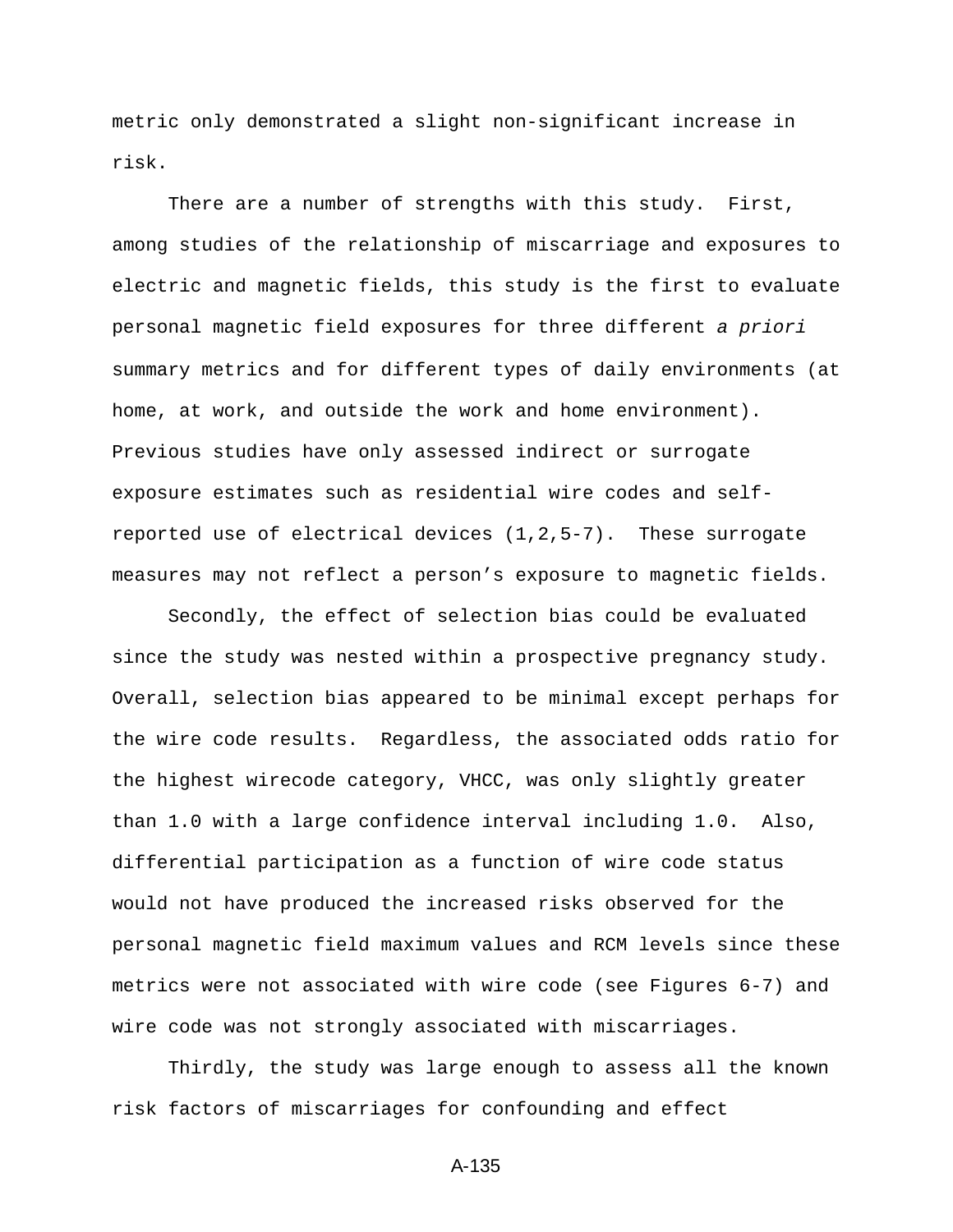metric only demonstrated a slight non-significant increase in risk.

There are a number of strengths with this study. First, among studies of the relationship of miscarriage and exposures to electric and magnetic fields, this study is the first to evaluate personal magnetic field exposures for three different *a priori* summary metrics and for different types of daily environments (at home, at work, and outside the work and home environment). Previous studies have only assessed indirect or surrogate exposure estimates such as residential wire codes and self-reported use of electrical devices (1,2,5-7). These surrogate measures may not reflect a person's exposure to magnetic fields.

Secondly, the effect of selection bias could be evaluated since the study was nested within a prospective pregnancy study. Overall, selection bias appeared to be minimal except perhaps for the wire code results. Regardless, the associated odds ratio for the highest wirecode category, VHCC, was only slightly greater than 1.0 with a large confidence interval including 1.0. Also, differential participation as a function of wire code status would not have produced the increased risks observed for the personal magnetic field maximum values and RCM levels since these metrics were not associated with wire code (see Figures 6-7) and wire code was not strongly associated with miscarriages.

Thirdly, the study was large enough to assess all the known risk factors of miscarriages for confounding and effect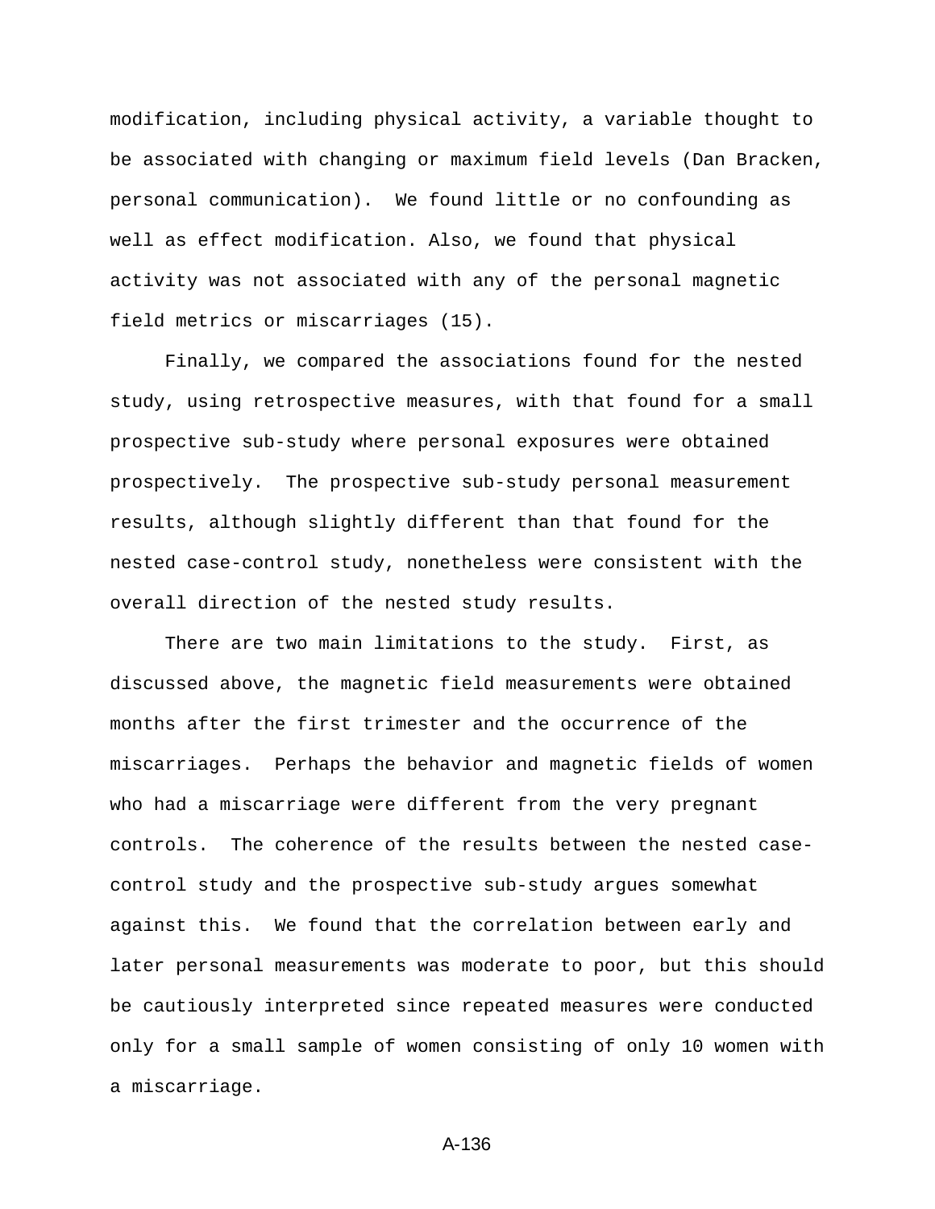modification, including physical activity, a variable thought to be associated with changing or maximum field levels (Dan Bracken, personal communication). We found little or no confounding as well as effect modification. Also, we found that physical activity was not associated with any of the personal magnetic field metrics or miscarriages (15).

Finally, we compared the associations found for the nested study, using retrospective measures, with that found for a small prospective sub-study where personal exposures were obtained prospectively. The prospective sub-study personal measurement results, although slightly different than that found for the nested case-control study, nonetheless were consistent with the overall direction of the nested study results.

There are two main limitations to the study. First, as discussed above, the magnetic field measurements were obtained months after the first trimester and the occurrence of the miscarriages. Perhaps the behavior and magnetic fields of women who had a miscarriage were different from the very pregnant controls. The coherence of the results between the nested case-control study and the prospective sub-study argues somewhat against this. We found that the correlation between early and later personal measurements was moderate to poor, but this should be cautiously interpreted since repeated measures were conducted only for a small sample of women consisting of only 10 women with a miscarriage.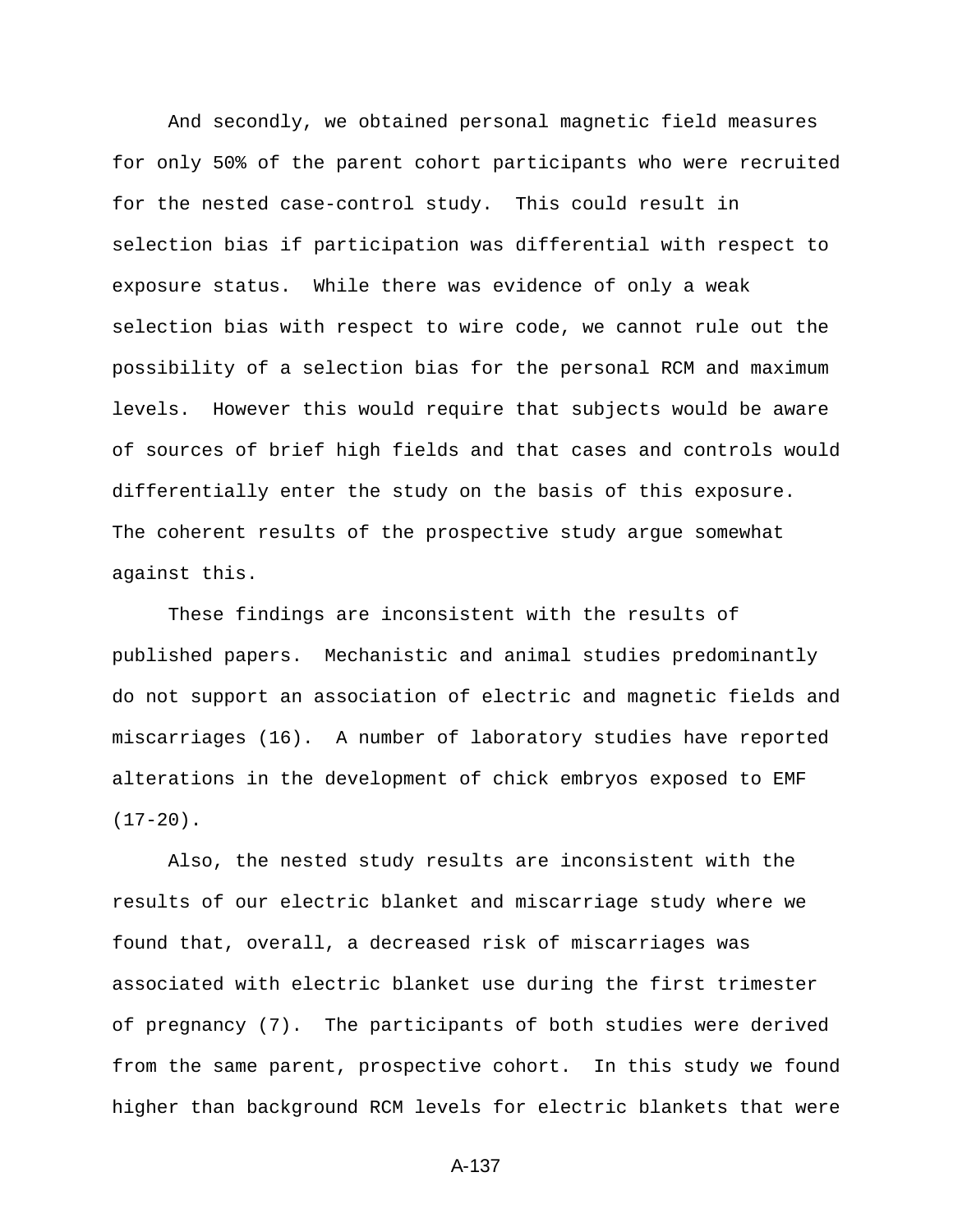And secondly, we obtained personal magnetic field measures for only 50% of the parent cohort participants who were recruited for the nested case-control study. This could result in selection bias if participation was differential with respect to exposure status. While there was evidence of only a weak selection bias with respect to wire code, we cannot rule out the possibility of a selection bias for the personal RCM and maximum levels. However this would require that subjects would be aware of sources of brief high fields and that cases and controls would differentially enter the study on the basis of this exposure. The coherent results of the prospective study argue somewhat against this.

These findings are inconsistent with the results of published papers. Mechanistic and animal studies predominantly do not support an association of electric and magnetic fields and miscarriages (16). A number of laboratory studies have reported alterations in the development of chick embryos exposed to EMF (17-20).

Also, the nested study results are inconsistent with the results of our electric blanket and miscarriage study where we found that, overall, a decreased risk of miscarriages was associated with electric blanket use during the first trimester of pregnancy (7). The participants of both studies were derived from the same parent, prospective cohort. In this study we found higher than background RCM levels for electric blankets that were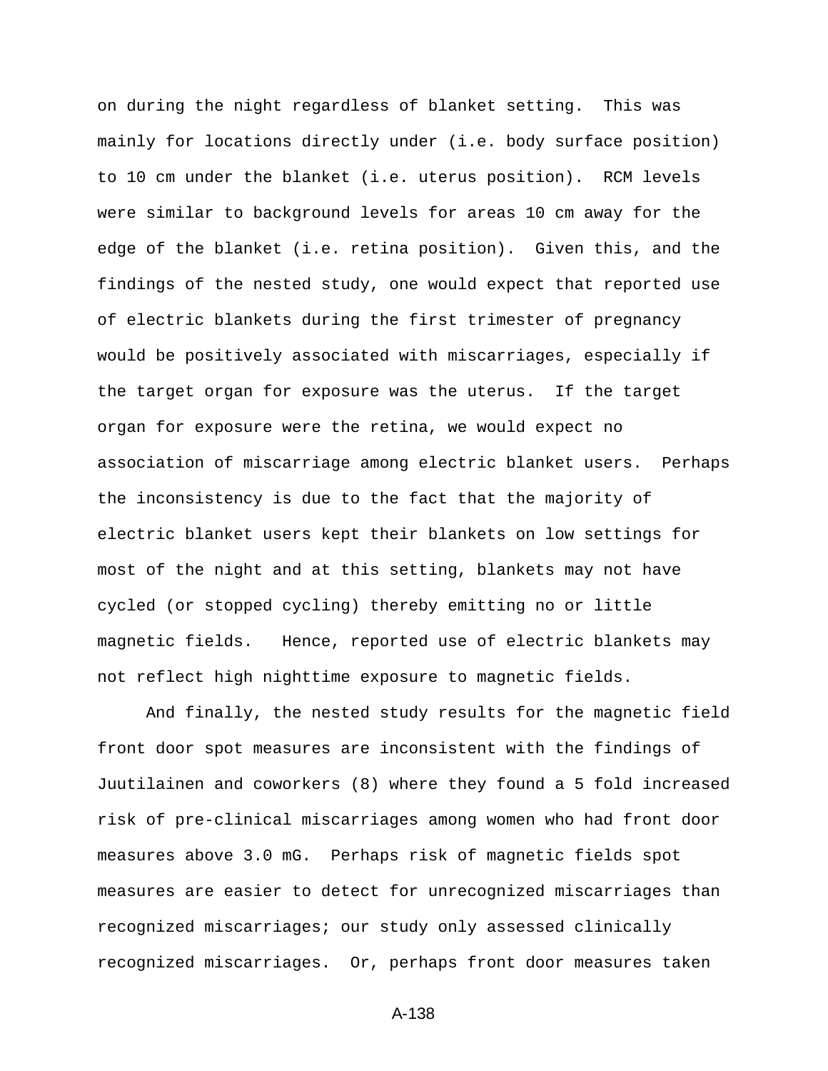on during the night regardless of blanket setting. This was mainly for locations directly under (i.e. body surface position) to 10 cm under the blanket (i.e. uterus position). RCM levels were similar to background levels for areas 10 cm away for the edge of the blanket (i.e. retina position). Given this, and the findings of the nested study, one would expect that reported use of electric blankets during the first trimester of pregnancy would be positively associated with miscarriages, especially if the target organ for exposure was the uterus. If the target organ for exposure were the retina, we would expect no association of miscarriage among electric blanket users. Perhaps the inconsistency is due to the fact that the majority of electric blanket users kept their blankets on low settings for most of the night and at this setting, blankets may not have cycled (or stopped cycling) thereby emitting no or little magnetic fields. Hence, reported use of electric blankets may not reflect high nighttime exposure to magnetic fields.

And finally, the nested study results for the magnetic field front door spot measures are inconsistent with the findings of Juutilainen and coworkers (8) where they found a 5 fold increased risk of pre-clinical miscarriages among women who had front door measures above 3.0 mG. Perhaps risk of magnetic fields spot measures are easier to detect for unrecognized miscarriages than recognized miscarriages; our study only assessed clinically recognized miscarriages. Or, perhaps front door measures taken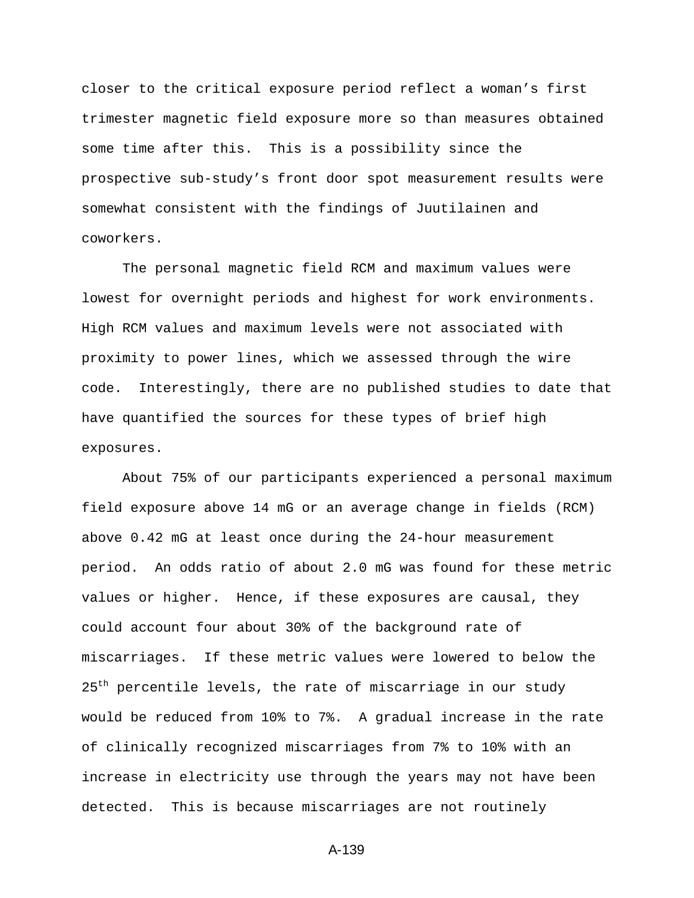closer to the critical exposure period reflect a woman's first trimester magnetic field exposure more so than measures obtained some time after this. This is a possibility since the prospective sub-study's front door spot measurement results were somewhat consistent with the findings of Juutilainen and coworkers.

The personal magnetic field RCM and maximum values were lowest for overnight periods and highest for work environments. High RCM values and maximum levels were not associated with proximity to power lines, which we assessed through the wire code. Interestingly, there are no published studies to date that have quantified the sources for these types of brief high exposures.

About 75% of our participants experienced a personal maximum field exposure above 14 mG or an average change in fields (RCM) above 0.42 mG at least once during the 24-hour measurement period. An odds ratio of about 2.0 mG was found for these metric values or higher. Hence, if these exposures are causal, they could account four about 30% of the background rate of miscarriages. If these metric values were lowered to below the 25$^{th}$ percentile levels, the rate of miscarriage in our study would be reduced from 10% to 7%. A gradual increase in the rate of clinically recognized miscarriages from 7% to 10% with an increase in electricity use through the years may not have been detected. This is because miscarriages are not routinely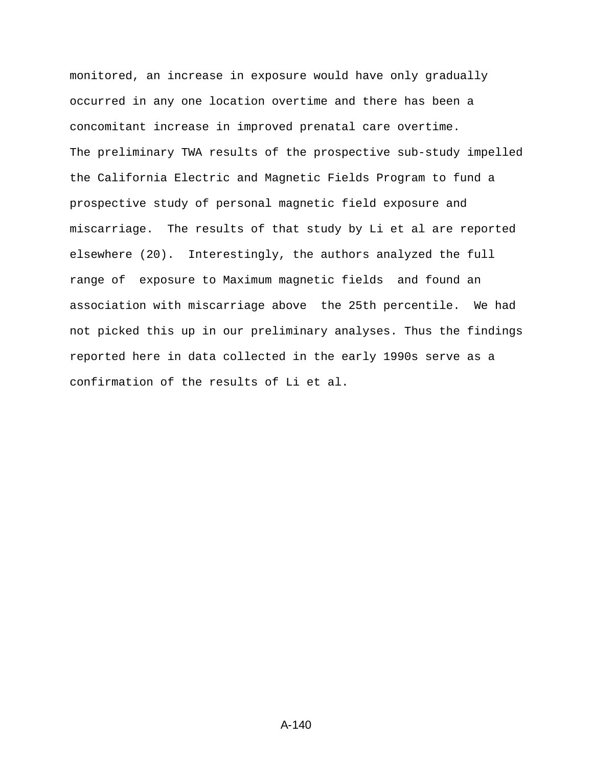monitored, an increase in exposure would have only gradually occurred in any one location overtime and there has been a concomitant increase in improved prenatal care overtime.

The preliminary TWA results of the prospective sub-study impelled the California Electric and Magnetic Fields Program to fund a prospective study of personal magnetic field exposure and miscarriage. The results of that study by Li et al are reported elsewhere (20). Interestingly, the authors analyzed the full range of exposure to Maximum magnetic fields and found an association with miscarriage above the 25th percentile. We had not picked this up in our preliminary analyses. Thus the findings reported here in data collected in the early 1990s serve as a confirmation of the results of Li et al.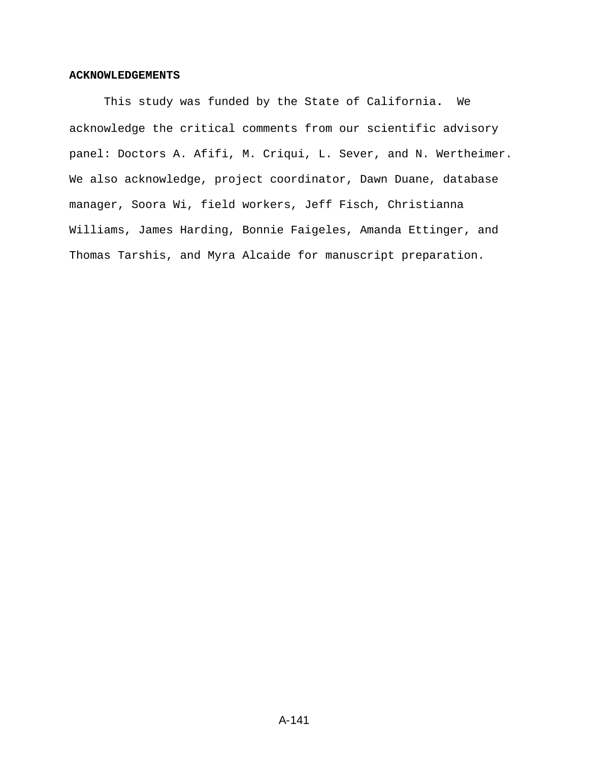## ACKNOWLEDGEMENTS

This study was funded by the State of California. We acknowledge the critical comments from our scientific advisory panel: Doctors A. Afifi, M. Criqui, L. Sever, and N. Wertheimer. We also acknowledge, project coordinator, Dawn Duane, database manager, Soora Wi, field workers, Jeff Fisch, Christianna Williams, James Harding, Bonnie Faigeles, Amanda Ettinger, and Thomas Tarshis, and Myra Alcaide for manuscript preparation.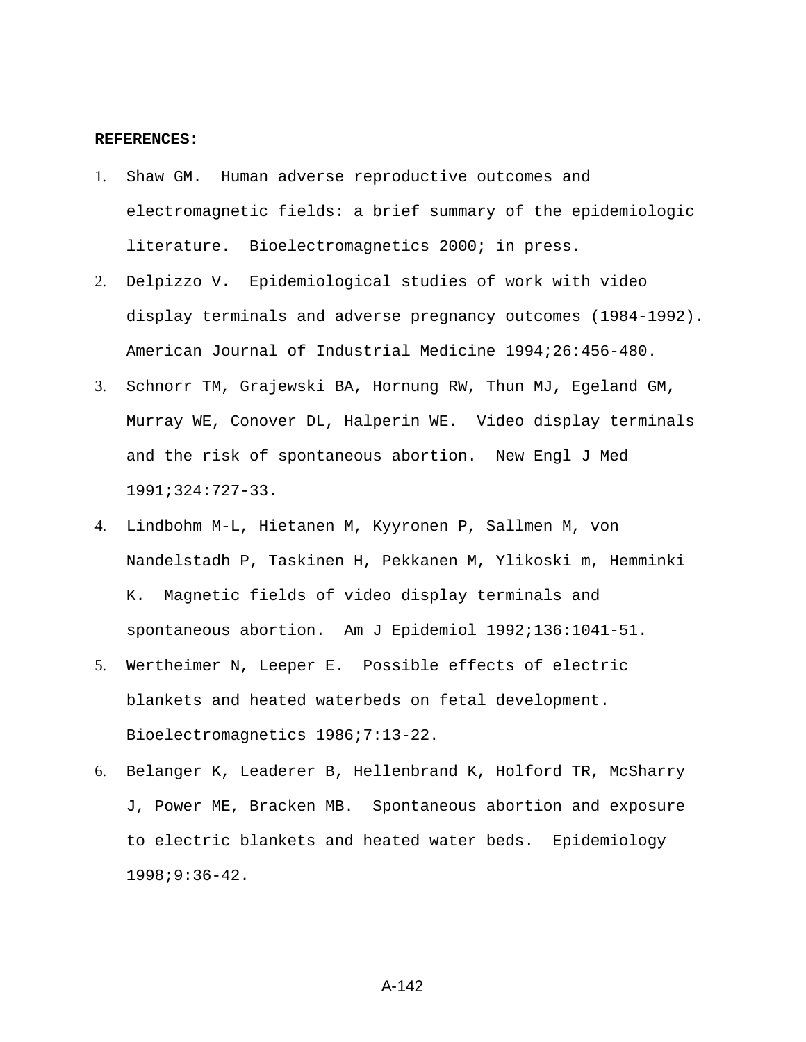**REFERENCES:**

1. Shaw GM. Human adverse reproductive outcomes and electromagnetic fields: a brief summary of the epidemiologic literature. Bioelectromagnetics 2000; in press.
2. Delpizzo V. Epidemiological studies of work with video display terminals and adverse pregnancy outcomes (1984-1992). American Journal of Industrial Medicine 1994;26:456-480.
3. Schnorr TM, Grajewski BA, Hornung RW, Thun MJ, Egeland GM, Murray WE, Conover DL, Halperin WE. Video display terminals and the risk of spontaneous abortion. New Engl J Med 1991;324:727-33.
4. Lindbohm M-L, Hietanen M, Kyyronen P, Sallmen M, von Nandelstadh P, Taskinen H, Pekkanen M, Ylikoski m, Hemminki K. Magnetic fields of video display terminals and spontaneous abortion. Am J Epidemiol 1992;136:1041-51.
5. Wertheimer N, Leeper E. Possible effects of electric blankets and heated waterbeds on fetal development. Bioelectromagnetics 1986;7:13-22.
6. Belanger K, Leaderer B, Hellenbrand K, Holford TR, McSharry J, Power ME, Bracken MB. Spontaneous abortion and exposure to electric blankets and heated water beds. Epidemiology 1998;9:36-42.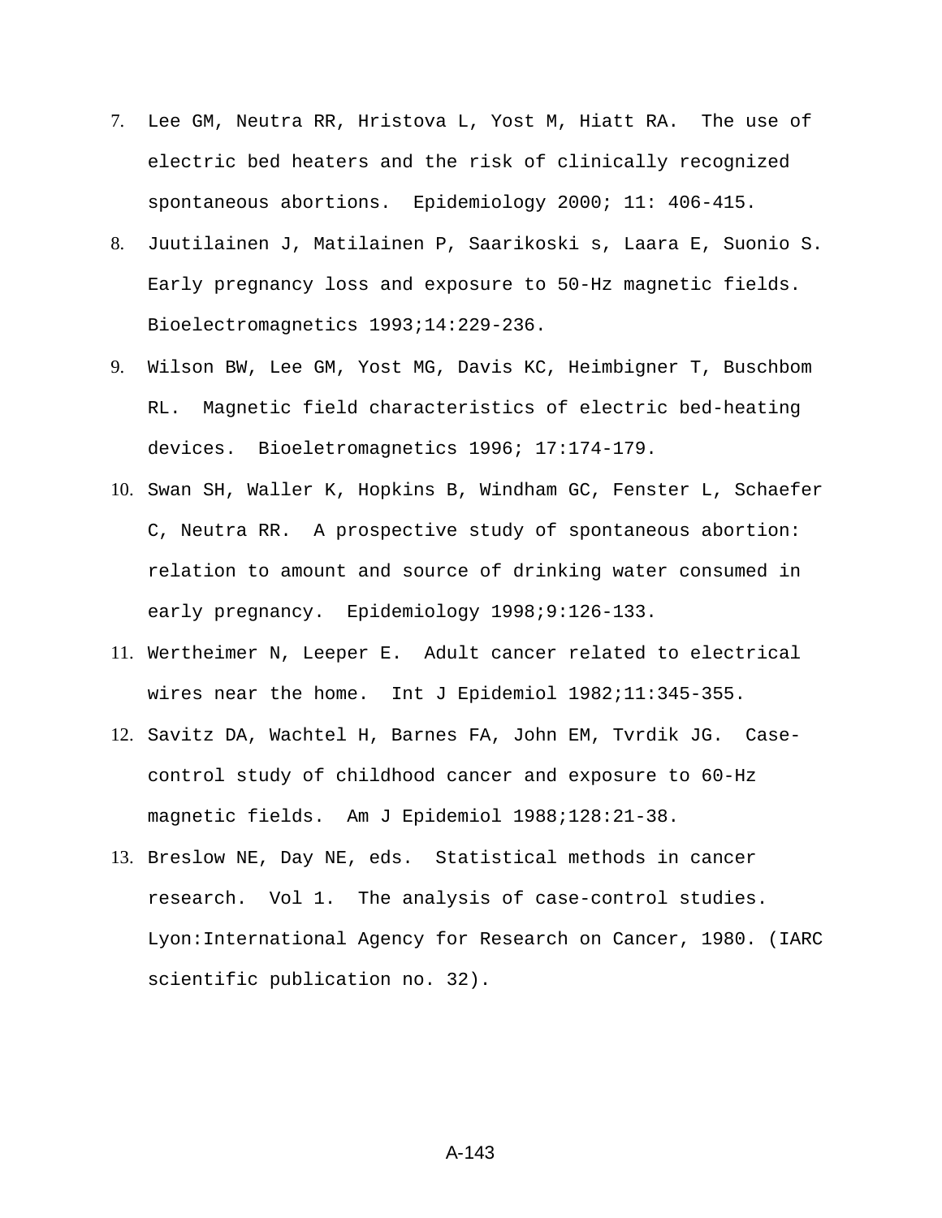7. Lee GM, Neutra RR, Hristova L, Yost M, Hiatt RA. The use of electric bed heaters and the risk of clinically recognized spontaneous abortions. Epidemiology 2000; 11: 406-415.
8. Juutilainen J, Matilainen P, Saarikoski s, Laara E, Suonio S. Early pregnancy loss and exposure to 50-Hz magnetic fields. Bioelectromagnetics 1993;14:229-236.
9. Wilson BW, Lee GM, Yost MG, Davis KC, Heimbigner T, Buschbom RL. Magnetic field characteristics of electric bed-heating devices. Bioeletromagnetics 1996; 17:174-179.
10. Swan SH, Waller K, Hopkins B, Windham GC, Fenster L, Schaefer C, Neutra RR. A prospective study of spontaneous abortion: relation to amount and source of drinking water consumed in early pregnancy. Epidemiology 1998;9:126-133.
11. Wertheimer N, Leeper E. Adult cancer related to electrical wires near the home. Int J Epidemiol 1982;11:345-355.
12. Savitz DA, Wachtel H, Barnes FA, John EM, Tvrdik JG. Case-control study of childhood cancer and exposure to 60-Hz magnetic fields. Am J Epidemiol 1988;128:21-38.
13. Breslow NE, Day NE, eds. Statistical methods in cancer research. Vol 1. The analysis of case-control studies. Lyon:International Agency for Research on Cancer, 1980. (IARC scientific publication no. 32).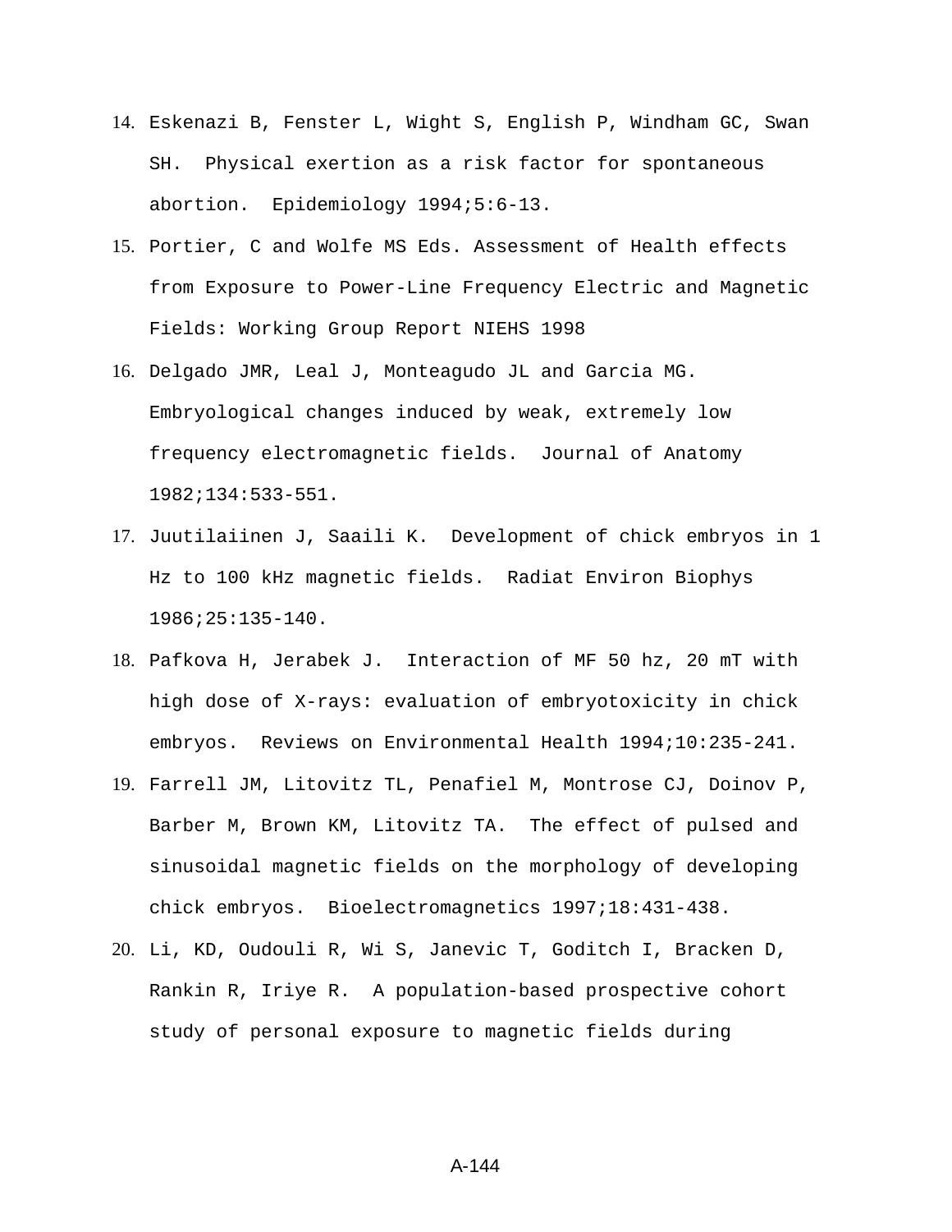14. Eskenazi B, Fenster L, Wight S, English P, Windham GC, Swan SH. Physical exertion as a risk factor for spontaneous abortion. Epidemiology 1994;5:6-13.
15. Portier, C and Wolfe MS Eds. Assessment of Health effects from Exposure to Power-Line Frequency Electric and Magnetic Fields: Working Group Report NIEHS 1998
16. Delgado JMR, Leal J, Monteagudo JL and Garcia MG. Embryological changes induced by weak, extremely low frequency electromagnetic fields. Journal of Anatomy 1982;134:533-551.
17. Juutilaiinen J, Saaili K. Development of chick embryos in 1 Hz to 100 kHz magnetic fields. Radiat Environ Biophys 1986;25:135-140.
18. Pafkova H, Jerabek J. Interaction of MF 50 hz, 20 mT with high dose of X-rays: evaluation of embryotoxicity in chick embryos. Reviews on Environmental Health 1994;10:235-241.
19. Farrell JM, Litovitz TL, Penafiel M, Montrose CJ, Doinov P, Barber M, Brown KM, Litovitz TA. The effect of pulsed and sinusoidal magnetic fields on the morphology of developing chick embryos. Bioelectromagnetics 1997;18:431-438.
20. Li, KD, Oudouli R, Wi S, Janevic T, Goditch I, Bracken D, Rankin R, Iriye R. A population-based prospective cohort study of personal exposure to magnetic fields during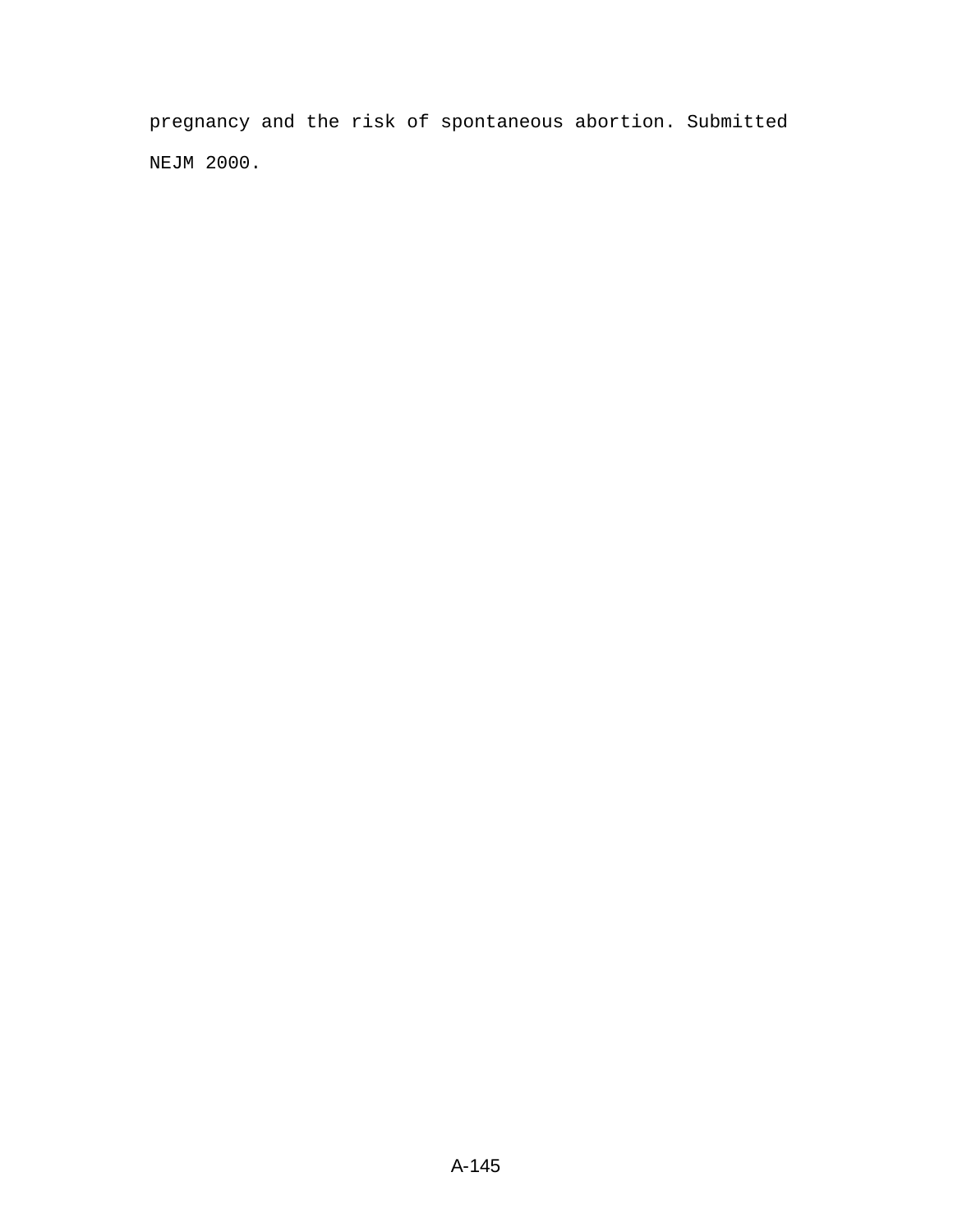pregnancy and the risk of spontaneous abortion. Submitted NEJM 2000.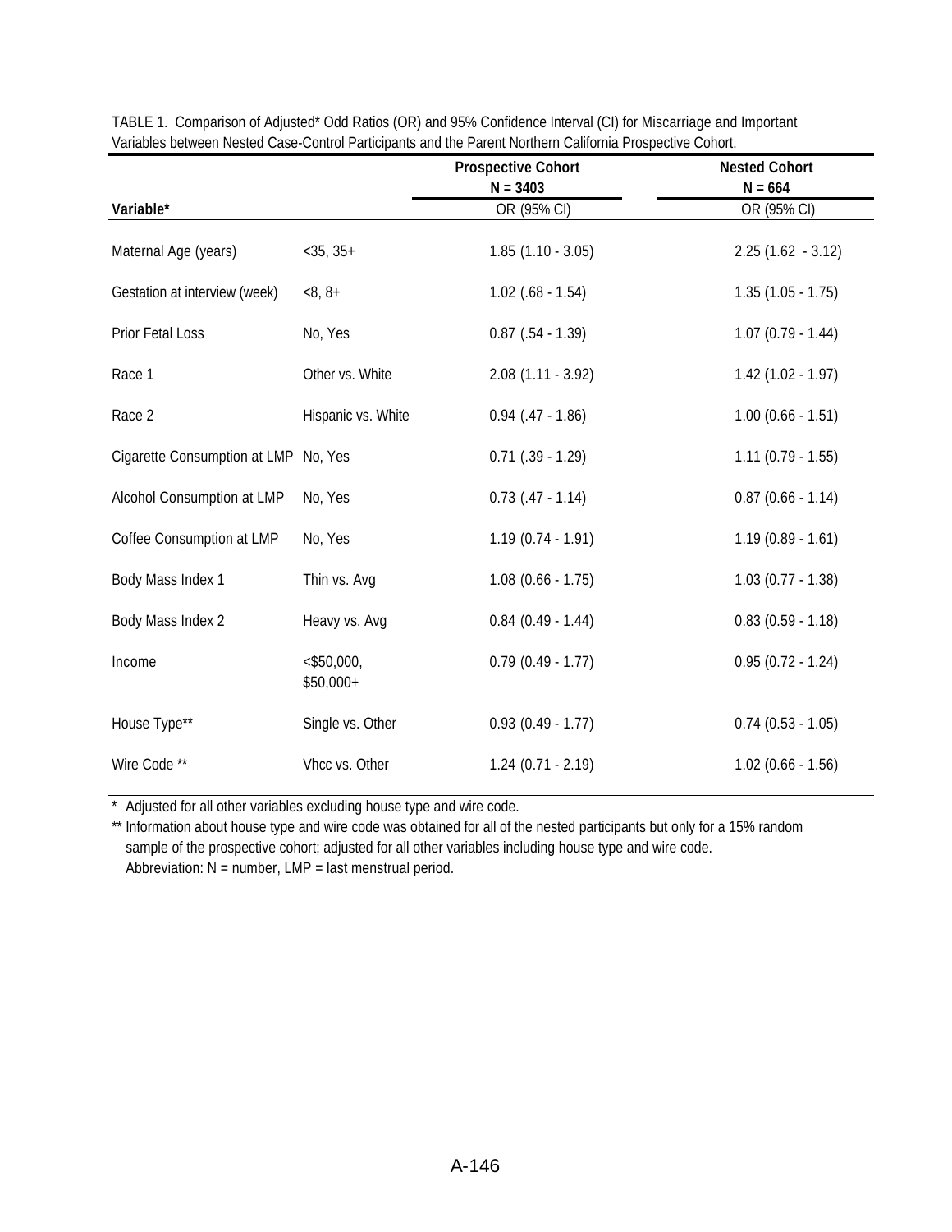TABLE 1. Comparison of Adjusted* Odd Ratios (OR) and 95% Confidence Interval (CI) for Miscarriage and Important Variables between Nested Case-Control Participants and the Parent Northern California Prospective Cohort.

| Variable* | | Prospective Cohort N = 3403 OR (95% CI) | Nested Cohort N = 664 OR (95% CI) |
|---|---|---|---|
| Maternal Age (years) | <35, 35+ | 1.85 (1.10 - 3.05) | 2.25 (1.62 - 3.12) |
| Gestation at interview (week) | <8, 8+ | 1.02 (.68 - 1.54) | 1.35 (1.05 - 1.75) |
| Prior Fetal Loss | No, Yes | 0.87 (.54 - 1.39) | 1.07 (0.79 - 1.44) |
| Race 1 | Other vs. White | 2.08 (1.11 - 3.92) | 1.42 (1.02 - 1.97) |
| Race 2 | Hispanic vs. White | 0.94 (.47 - 1.86) | 1.00 (0.66 - 1.51) |
| Cigarette Consumption at LMP | No, Yes | 0.71 (.39 - 1.29) | 1.11 (0.79 - 1.55) |
| Alcohol Consumption at LMP | No, Yes | 0.73 (.47 - 1.14) | 0.87 (0.66 - 1.14) |
| Coffee Consumption at LMP | No, Yes | 1.19 (0.74 - 1.91) | 1.19 (0.89 - 1.61) |
| Body Mass Index 1 | Thin vs. Avg | 1.08 (0.66 - 1.75) | 1.03 (0.77 - 1.38) |
| Body Mass Index 2 | Heavy vs. Avg | 0.84 (0.49 - 1.44) | 0.83 (0.59 - 1.18) |
| Income | <$50,000, $50,000+ | 0.79 (0.49 - 1.77) | 0.95 (0.72 - 1.24) |
| House Type** | Single vs. Other | 0.93 (0.49 - 1.77) | 0.74 (0.53 - 1.05) |
| Wire Code ** | Vhcc vs. Other | 1.24 (0.71 - 2.19) | 1.02 (0.66 - 1.56) |

\* Adjusted for all other variables excluding house type and wire code.

** Information about house type and wire code was obtained for all of the nested participants but only for a 15% random sample of the prospective cohort; adjusted for all other variables including house type and wire code.

Abbreviation: N = number, LMP = last menstrual period.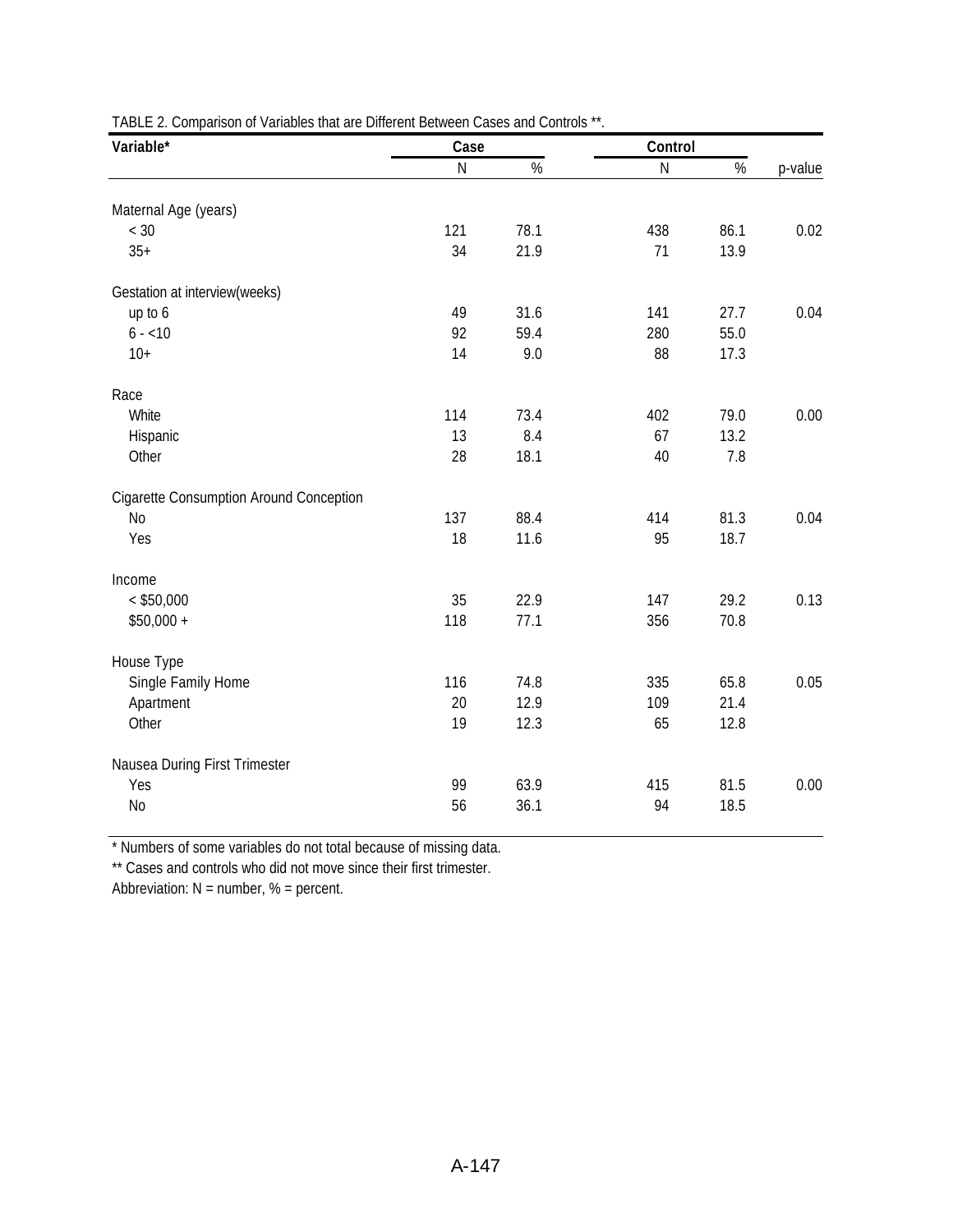TABLE 2. Comparison of Variables that are Different Between Cases and Controls **.

| Variable* | Case | | Control | | |
|---|---|---|---|---|---|
| | N | % | N | % | p-value |
| Maternal Age (years) | | | | | |
| < 30 | 121 | 78.1 | 438 | 86.1 | 0.02 |
| 35+ | 34 | 21.9 | 71 | 13.9 | |
| Gestation at interview(weeks) | | | | | |
| up to 6 | 49 | 31.6 | 141 | 27.7 | 0.04 |
| 6 - <10 | 92 | 59.4 | 280 | 55.0 | |
| 10+ | 14 | 9.0 | 88 | 17.3 | |
| Race | | | | | |
| White | 114 | 73.4 | 402 | 79.0 | 0.00 |
| Hispanic | 13 | 8.4 | 67 | 13.2 | |
| Other | 28 | 18.1 | 40 | 7.8 | |
| Cigarette Consumption Around Conception | | | | | |
| No | 137 | 88.4 | 414 | 81.3 | 0.04 |
| Yes | 18 | 11.6 | 95 | 18.7 | |
| Income | | | | | |
| < $50,000 | 35 | 22.9 | 147 | 29.2 | 0.13 |
| $50,000 + | 118 | 77.1 | 356 | 70.8 | |
| House Type | | | | | |
| Single Family Home | 116 | 74.8 | 335 | 65.8 | 0.05 |
| Apartment | 20 | 12.9 | 109 | 21.4 | |
| Other | 19 | 12.3 | 65 | 12.8 | |
| Nausea During First Trimester | | | | | |
| Yes | 99 | 63.9 | 415 | 81.5 | 0.00 |
| No | 56 | 36.1 | 94 | 18.5 | |

* Numbers of some variables do not total because of missing data.

** Cases and controls who did not move since their first trimester.

Abbreviation: N = number, % = percent.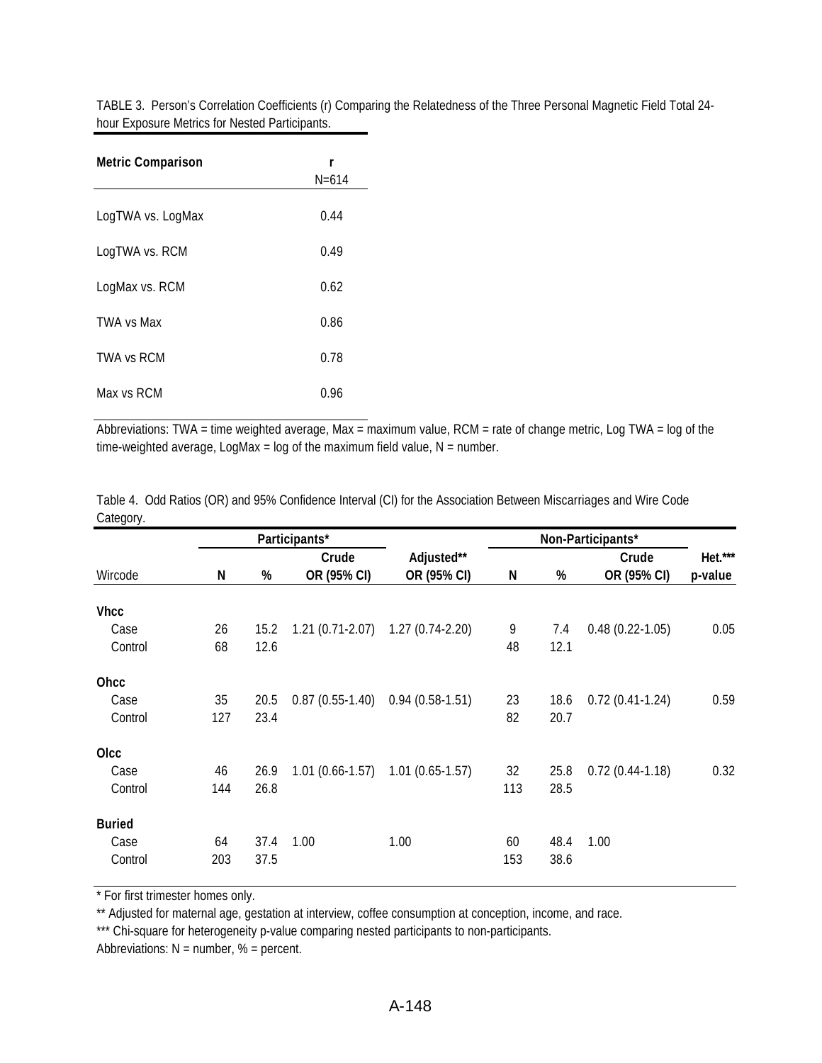TABLE 3. Person's Correlation Coefficients (r) Comparing the Relatedness of the Three Personal Magnetic Field Total 24-hour Exposure Metrics for Nested Participants.

| Metric Comparison | r<br>N=614 |
|---|---|
| LogTWA vs. LogMax | 0.44 |
| LogTWA vs. RCM | 0.49 |
| LogMax vs. RCM | 0.62 |
| TWA vs Max | 0.86 |
| TWA vs RCM | 0.78 |
| Max vs RCM | 0.96 |

Abbreviations: TWA = time weighted average, Max = maximum value, RCM = rate of change metric, Log TWA = log of the time-weighted average, LogMax = log of the maximum field value, N = number.

Table 4. Odd Ratios (OR) and 95% Confidence Interval (CI) for the Association Between Miscarriages and Wire Code Category.

| | Participants* | | | | Non-Participants* | | | |
|---|---|---|---|---|---|---|---|---|
| Wircode | N | % | Crude OR (95% CI) | Adjusted** OR (95% CI) | N | % | Crude OR (95% CI) | Het.*** p-value |
| **Vhcc** | | | | | | | | |
| Case | 26 | 15.2 | 1.21 (0.71-2.07) | 1.27 (0.74-2.20) | 9 | 7.4 | 0.48 (0.22-1.05) | 0.05 |
| Control | 68 | 12.6 | | | 48 | 12.1 | | |
| **Ohcc** | | | | | | | | |
| Case | 35 | 20.5 | 0.87 (0.55-1.40) | 0.94 (0.58-1.51) | 23 | 18.6 | 0.72 (0.41-1.24) | 0.59 |
| Control | 127 | 23.4 | | | 82 | 20.7 | | |
| **Olcc** | | | | | | | | |
| Case | 46 | 26.9 | 1.01 (0.66-1.57) | 1.01 (0.65-1.57) | 32 | 25.8 | 0.72 (0.44-1.18) | 0.32 |
| Control | 144 | 26.8 | | | 113 | 28.5 | | |
| **Buried** | | | | | | | | |
| Case | 64 | 37.4 | 1.00 | 1.00 | 60 | 48.4 | 1.00 | |
| Control | 203 | 37.5 | | | 153 | 38.6 | | |

\* For first trimester homes only.

** Adjusted for maternal age, gestation at interview, coffee consumption at conception, income, and race.

*** Chi-square for heterogeneity p-value comparing nested participants to non-participants.

Abbreviations: N = number, % = percent.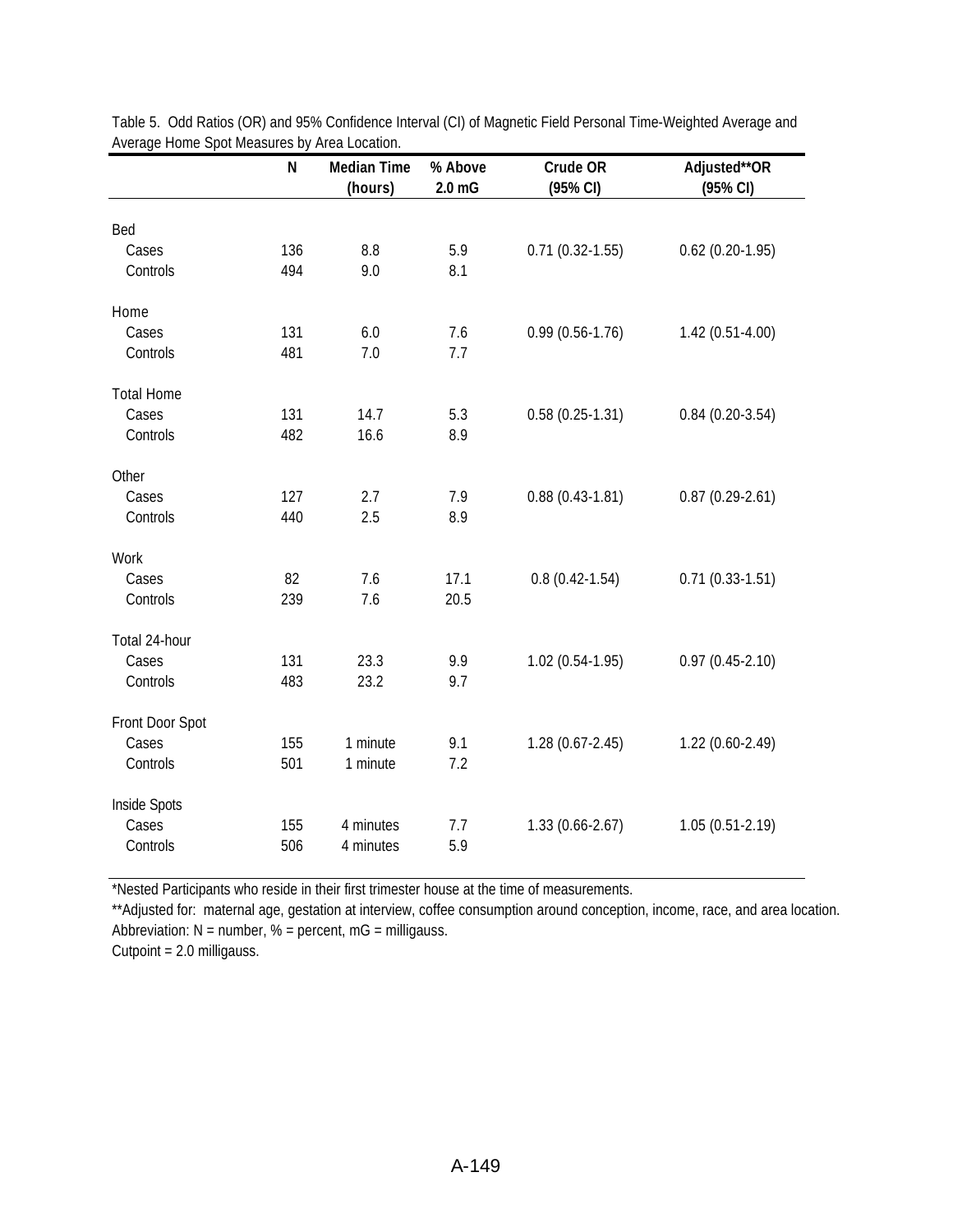Table 5. Odd Ratios (OR) and 95% Confidence Interval (CI) of Magnetic Field Personal Time-Weighted Average and Average Home Spot Measures by Area Location.

| | N | Median Time (hours) | % Above 2.0 mG | Crude OR (95% CI) | Adjusted**OR (95% CI) |
|---|---|---|---|---|---|
| Bed | | | | | |
| Cases | 136 | 8.8 | 5.9 | 0.71 (0.32-1.55) | 0.62 (0.20-1.95) |
| Controls | 494 | 9.0 | 8.1 | | |
| Home | | | | | |
| Cases | 131 | 6.0 | 7.6 | 0.99 (0.56-1.76) | 1.42 (0.51-4.00) |
| Controls | 481 | 7.0 | 7.7 | | |
| Total Home | | | | | |
| Cases | 131 | 14.7 | 5.3 | 0.58 (0.25-1.31) | 0.84 (0.20-3.54) |
| Controls | 482 | 16.6 | 8.9 | | |
| Other | | | | | |
| Cases | 127 | 2.7 | 7.9 | 0.88 (0.43-1.81) | 0.87 (0.29-2.61) |
| Controls | 440 | 2.5 | 8.9 | | |
| Work | | | | | |
| Cases | 82 | 7.6 | 17.1 | 0.8 (0.42-1.54) | 0.71 (0.33-1.51) |
| Controls | 239 | 7.6 | 20.5 | | |
| Total 24-hour | | | | | |
| Cases | 131 | 23.3 | 9.9 | 1.02 (0.54-1.95) | 0.97 (0.45-2.10) |
| Controls | 483 | 23.2 | 9.7 | | |
| Front Door Spot | | | | | |
| Cases | 155 | 1 minute | 9.1 | 1.28 (0.67-2.45) | 1.22 (0.60-2.49) |
| Controls | 501 | 1 minute | 7.2 | | |
| Inside Spots | | | | | |
| Cases | 155 | 4 minutes | 7.7 | 1.33 (0.66-2.67) | 1.05 (0.51-2.19) |
| Controls | 506 | 4 minutes | 5.9 | | |

*Nested Participants who reside in their first trimester house at the time of measurements.

**Adjusted for: maternal age, gestation at interview, coffee consumption around conception, income, race, and area location.

Abbreviation: N = number, % = percent, mG = milligauss.

Cutpoint = 2.0 milligauss.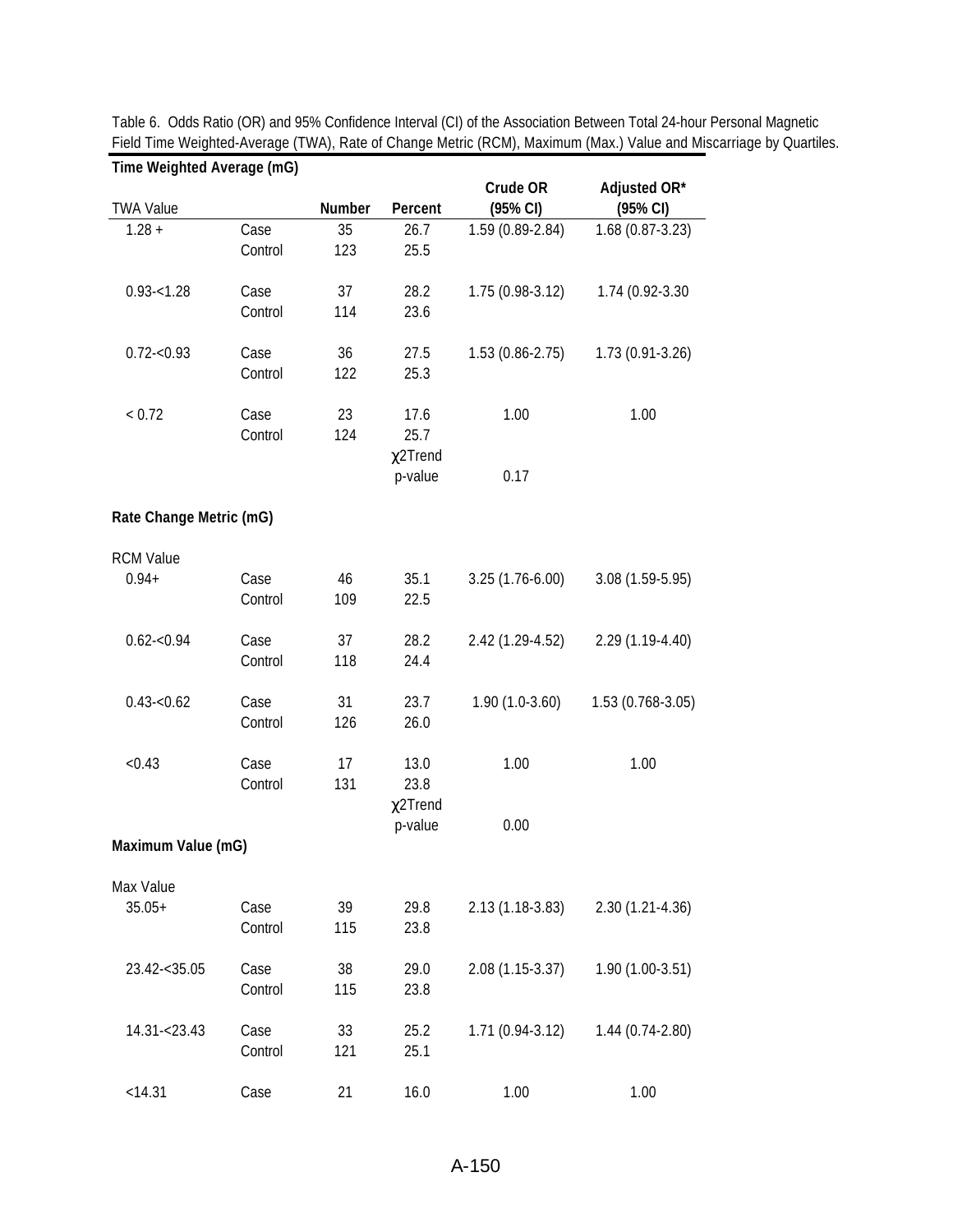Table 6. Odds Ratio (OR) and 95% Confidence Interval (CI) of the Association Between Total 24-hour Personal Magnetic Field Time Weighted-Average (TWA), Rate of Change Metric (RCM), Maximum (Max.) Value and Miscarriage by Quartiles.

| **Time Weighted Average (mG)** | | | | | |
|---|---|---|---|---|---|
| TWA Value | | **Number** | **Percent** | **Crude OR (95% CI)** | **Adjusted OR* (95% CI)** |
| 1.28 + | Case | 35 | 26.7 | 1.59 (0.89-2.84) | 1.68 (0.87-3.23) |
| | Control | 123 | 25.5 | | |
| 0.93-<1.28 | Case | 37 | 28.2 | 1.75 (0.98-3.12) | 1.74 (0.92-3.30 |
| | Control | 114 | 23.6 | | |
| 0.72-<0.93 | Case | 36 | 27.5 | 1.53 (0.86-2.75) | 1.73 (0.91-3.26) |
| | Control | 122 | 25.3 | | |
| < 0.72 | Case | 23 | 17.6 | 1.00 | 1.00 |
| | Control | 124 | 25.7 | | |
| | | | $\chi$2Trend p-value | 0.17 | |
| **Rate Change Metric (mG)** | | | | | |
| RCM Value | | | | | |
| 0.94+ | Case | 46 | 35.1 | 3.25 (1.76-6.00) | 3.08 (1.59-5.95) |
| | Control | 109 | 22.5 | | |
| 0.62-<0.94 | Case | 37 | 28.2 | 2.42 (1.29-4.52) | 2.29 (1.19-4.40) |
| | Control | 118 | 24.4 | | |
| 0.43-<0.62 | Case | 31 | 23.7 | 1.90 (1.0-3.60) | 1.53 (0.768-3.05) |
| | Control | 126 | 26.0 | | |
| <0.43 | Case | 17 | 13.0 | 1.00 | 1.00 |
| | Control | 131 | 23.8 | | |
| | | | $\chi$2Trend p-value | 0.00 | |
| **Maximum Value (mG)** | | | | | |
| Max Value | | | | | |
| 35.05+ | Case | 39 | 29.8 | 2.13 (1.18-3.83) | 2.30 (1.21-4.36) |
| | Control | 115 | 23.8 | | |
| 23.42-<35.05 | Case | 38 | 29.0 | 2.08 (1.15-3.37) | 1.90 (1.00-3.51) |
| | Control | 115 | 23.8 | | |
| 14.31-<23.43 | Case | 33 | 25.2 | 1.71 (0.94-3.12) | 1.44 (0.74-2.80) |
| | Control | 121 | 25.1 | | |
| <14.31 | Case | 21 | 16.0 | 1.00 | 1.00 |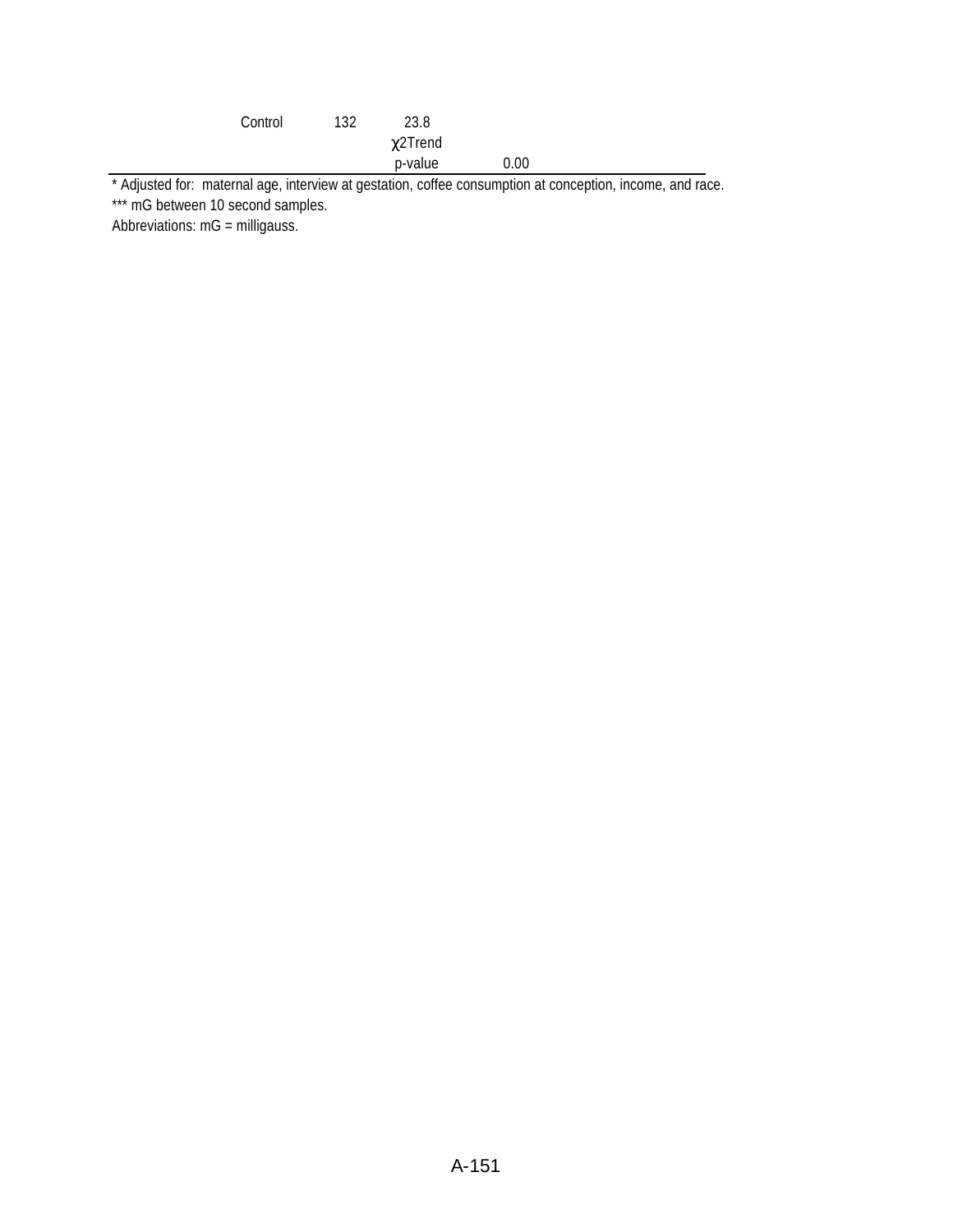| | | | |
|---|---|---|---|
| Control | 132 | 23.8 | |
| | | $\chi^2$Trend | |
| | | p-value | 0.00 |

* Adjusted for: maternal age, interview at gestation, coffee consumption at conception, income, and race.

*** mG between 10 second samples.

Abbreviations: mG = milligauss.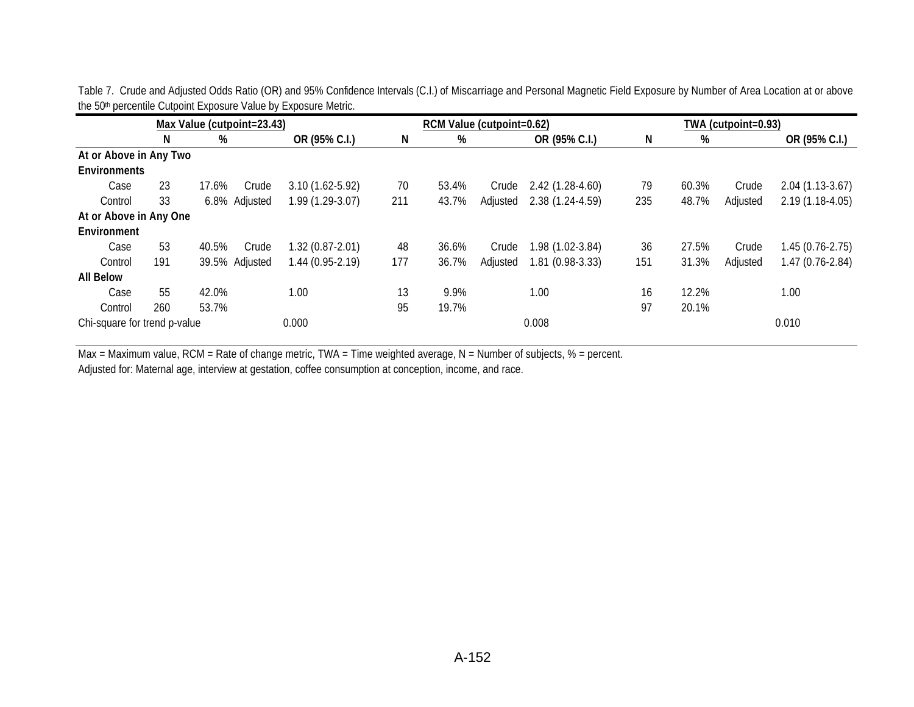Table 7. Crude and Adjusted Odds Ratio (OR) and 95% Confidence Intervals (C.I.) of Miscarriage and Personal Magnetic Field Exposure by Number of Area Location at or above the 50th percentile Cutpoint Exposure Value by Exposure Metric.

| | Max Value (cutpoint=23.43) | | | | RCM Value (cutpoint=0.62) | | | | TWA (cutpoint=0.93) | | | |
|---|---|---|---|---|---|---|---|---|---|---|---|---|
| | N | % | | OR (95% C.I.) | N | % | | OR (95% C.I.) | N | % | | OR (95% C.I.) |
| **At or Above in Any Two Environments** | | | | | | | | | | | | |
| Case | 23 | 17.6% | Crude | 3.10 (1.62-5.92) | 70 | 53.4% | Crude | 2.42 (1.28-4.60) | 79 | 60.3% | Crude | 2.04 (1.13-3.67) |
| Control | 33 | 6.8% | Adjusted | 1.99 (1.29-3.07) | 211 | 43.7% | Adjusted | 2.38 (1.24-4.59) | 235 | 48.7% | Adjusted | 2.19 (1.18-4.05) |
| **At or Above in Any One Environment** | | | | | | | | | | | | |
| Case | 53 | 40.5% | Crude | 1.32 (0.87-2.01) | 48 | 36.6% | Crude | 1.98 (1.02-3.84) | 36 | 27.5% | Crude | 1.45 (0.76-2.75) |
| Control | 191 | 39.5% | Adjusted | 1.44 (0.95-2.19) | 177 | 36.7% | Adjusted | 1.81 (0.98-3.33) | 151 | 31.3% | Adjusted | 1.47 (0.76-2.84) |
| **All Below** | | | | | | | | | | | | |
| Case | 55 | 42.0% | | 1.00 | 13 | 9.9% | | 1.00 | 16 | 12.2% | | 1.00 |
| Control | 260 | 53.7% | | | 95 | 19.7% | | | 97 | 20.1% | | |
| Chi-square for trend p-value | | | | 0.000 | | | | 0.008 | | | | 0.010 |

Max = Maximum value, RCM = Rate of change metric, TWA = Time weighted average, N = Number of subjects, % = percent.

Adjusted for: Maternal age, interview at gestation, coffee consumption at conception, income, and race.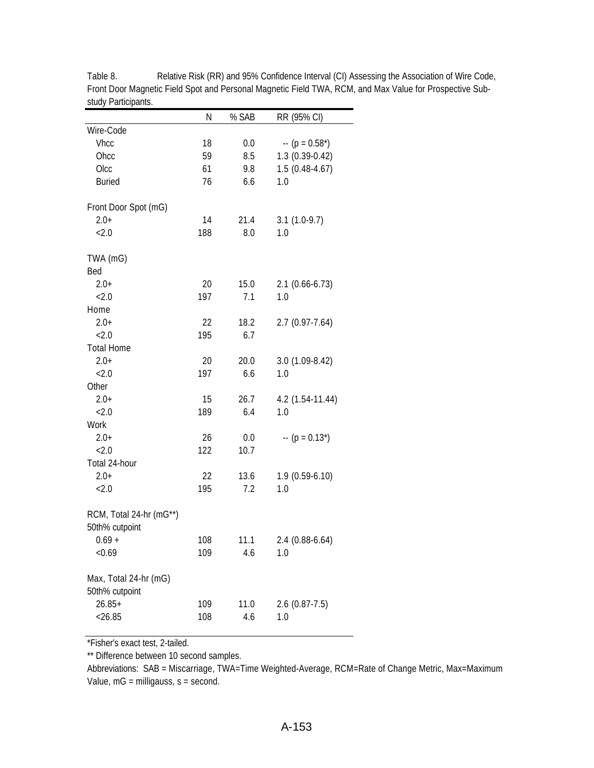Table 8. Relative Risk (RR) and 95% Confidence Interval (CI) Assessing the Association of Wire Code, Front Door Magnetic Field Spot and Personal Magnetic Field TWA, RCM, and Max Value for Prospective Sub-study Participants.

| | N | % SAB | RR (95% CI) |
|---|---|---|---|
| Wire-Code | | | |
| Vhcc | 18 | 0.0 | -- (p = 0.58*) |
| Ohcc | 59 | 8.5 | 1.3 (0.39-0.42) |
| Olcc | 61 | 9.8 | 1.5 (0.48-4.67) |
| Buried | 76 | 6.6 | 1.0 |
| | | | |
| Front Door Spot (mG) | | | |
| 2.0+ | 14 | 21.4 | 3.1 (1.0-9.7) |
| <2.0 | 188 | 8.0 | 1.0 |
| | | | |
| TWA (mG) | | | |
| Bed | | | |
| 2.0+ | 20 | 15.0 | 2.1 (0.66-6.73) |
| <2.0 | 197 | 7.1 | 1.0 |
| Home | | | |
| 2.0+ | 22 | 18.2 | 2.7 (0.97-7.64) |
| <2.0 | 195 | 6.7 | |
| Total Home | | | |
| 2.0+ | 20 | 20.0 | 3.0 (1.09-8.42) |
| <2.0 | 197 | 6.6 | 1.0 |
| Other | | | |
| 2.0+ | 15 | 26.7 | 4.2 (1.54-11.44) |
| <2.0 | 189 | 6.4 | 1.0 |
| Work | | | |
| 2.0+ | 26 | 0.0 | -- (p = 0.13*) |
| <2.0 | 122 | 10.7 | |
| Total 24-hour | | | |
| 2.0+ | 22 | 13.6 | 1.9 (0.59-6.10) |
| <2.0 | 195 | 7.2 | 1.0 |
| | | | |
| RCM, Total 24-hr (mG**) | | | |
| 50th% cutpoint | | | |
| 0.69 + | 108 | 11.1 | 2.4 (0.88-6.64) |
| <0.69 | 109 | 4.6 | 1.0 |
| | | | |
| Max, Total 24-hr (mG) | | | |
| 50th% cutpoint | | | |
| 26.85+ | 109 | 11.0 | 2.6 (0.87-7.5) |
| <26.85 | 108 | 4.6 | 1.0 |

*Fisher's exact test, 2-tailed.

** Difference between 10 second samples.

Abbreviations: SAB = Miscarriage, TWA=Time Weighted-Average, RCM=Rate of Change Metric, Max=Maximum Value, mG = milligauss, s = second.